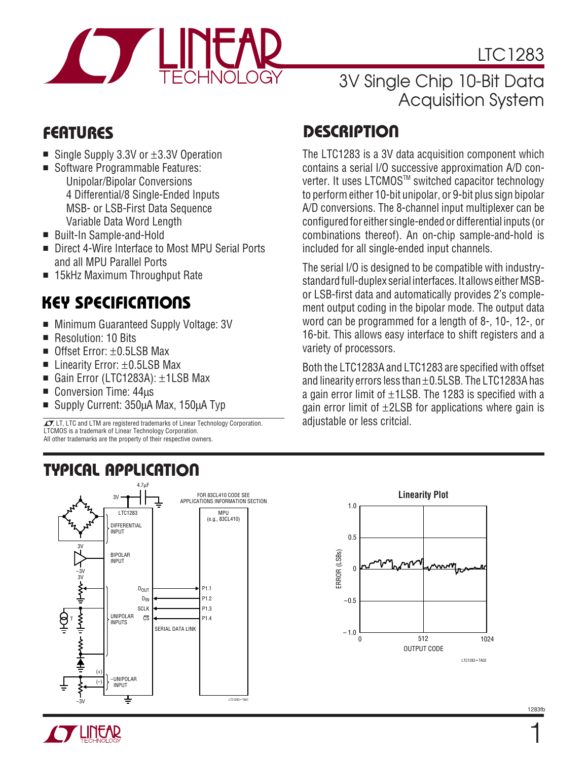# LTC1283

## 3V Single Chip 10-Bit Data Acquisition System

## FEATURES

- Single Supply 3.3V or ±3.3V Operation
- Software Programmable Features:
  - Unipolar/Bipolar Conversions
  - 4 Differential/8 Single-Ended Inputs
  - MSB- or LSB-First Data Sequence
  - Variable Data Word Length
- Built-In Sample-and-Hold
- Direct 4-Wire Interface to Most MPU Serial Ports and all MPU Parallel Ports
- 15kHz Maximum Throughput Rate

## KEY SPECIFICATIONS

- Minimum Guaranteed Supply Voltage: 3V
- Resolution: 10 Bits
- Offset Error: ±0.5LSB Max
- Linearity Error: ±0.5LSB Max
- Gain Error (LTC1283A): ±1LSB Max
- Conversion Time: 44µs
- Supply Current: 350µA Max, 150µA Typ

LT, LTC and LTM are registered trademarks of Linear Technology Corporation. LTCMOS is a trademark of Linear Technology Corporation. All other trademarks are the property of their respective owners.

## DESCRIPTION

The LTC1283 is a 3V data acquisition component which contains a serial I/O successive approximation A/D converter. It uses LTCMOS™ switched capacitor technology to perform either 10-bit unipolar, or 9-bit plus sign bipolar A/D conversions. The 8-channel input multiplexer can be configured for either single-ended or differential inputs (or combinations thereof). An on-chip sample-and-hold is included for all single-ended input channels.

The serial I/O is designed to be compatible with industry-standard full-duplex serial interfaces. It allows either MSB- or LSB-first data and automatically provides 2's complement output coding in the bipolar mode. The output data word can be programmed for a length of 8-, 10-, 12-, or 16-bit. This allows easy interface to shift registers and a variety of processors.

Both the LTC1283A and LTC1283 are specified with offset and linearity errors less than ±0.5LSB. The LTC1283A has a gain error limit of ±1LSB. The 1283 is specified with a gain error limit of ±2LSB for applications where gain is adjustable or less critcial.

## TYPICAL APPLICATION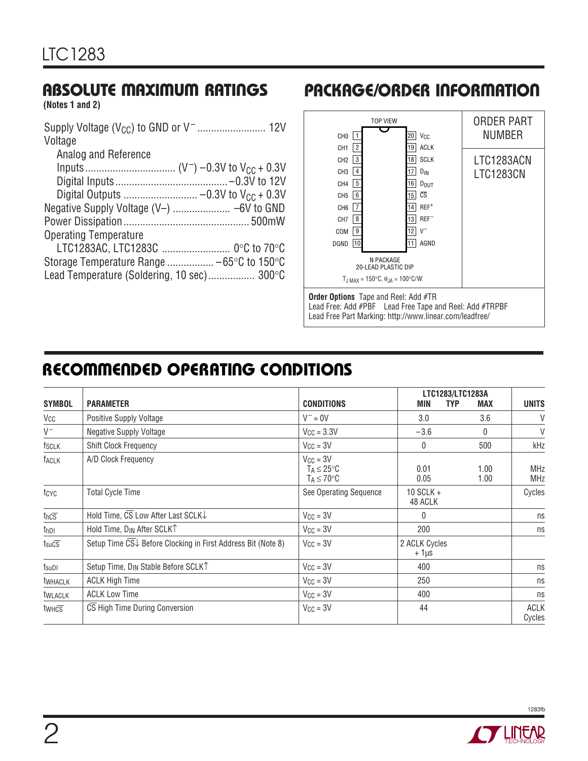## ABSOLUTE MAXIMUM RATINGS

**(Notes 1 and 2)**

Supply Voltage ($V_{CC}$) to GND or $V^-$ ........................ 12V

Voltage

Analog and Reference Inputs ................................ $(V^-)$ –0.3V to $V_{CC}$ + 0.3V

Digital Inputs ......................................... –0.3V to 12V

Digital Outputs .......................... –0.3V to $V_{CC}$ + 0.3V

Negative Supply Voltage (V–) .................... –6V to GND

Power Dissipation ............................................. 500mW

Operating Temperature

LTC1283AC, LTC1283C ......................... 0°C to 70°C

Storage Temperature Range ................. –65°C to 150°C

Lead Temperature (Soldering, 10 sec)................ 300°C

## PACKAGE/ORDER INFORMATION

TOP VIEW

| Pin | Name | Pin | Name |
|---|---|---|---|
| 1 | CH0 | 20 | $V_{CC}$ |
| 2 | CH1 | 19 | ACLK |
| 3 | CH2 | 18 | SCLK |
| 4 | CH3 | 17 | $D_{IN}$ |
| 5 | CH4 | 16 | $D_{OUT}$ |
| 6 | CH5 | 15 | $\overline{CS}$ |
| 7 | CH6 | 14 | $REF^+$ |
| 8 | CH7 | 13 | $REF^-$ |
| 9 | COM | 12 | $V^-$ |
| 10 | DGND | 11 | AGND |

N PACKAGE
20-LEAD PLASTIC DIP

$T_{J\,MAX}$ = 150°C, $\theta_{JA}$ = 100°C/W

| ORDER PART NUMBER |
|---|
| LTC1283ACN |
| LTC1283CN |

**Order Options** Tape and Reel: Add #TR
Lead Free: Add #PBF Lead Free Tape and Reel: Add #TRPBF
Lead Free Part Marking: http://www.linear.com/leadfree/

## RECOMMENDED OPERATING CONDITIONS

| SYMBOL | PARAMETER | CONDITIONS | LTC1283/LTC1283A MIN | TYP | MAX | UNITS |
|---|---|---|---|---|---|---|
| $V_{CC}$ | Positive Supply Voltage | $V^-$ = 0V | 3.0 | | 3.6 | V |
| $V^-$ | Negative Supply Voltage | $V_{CC}$ = 3.3V | –3.6 | | 0 | V |
| $f_{SCLK}$ | Shift Clock Frequency | $V_{CC}$ = 3V | 0 | | 500 | kHz |
| $f_{ACLK}$ | A/D Clock Frequency | $V_{CC}$ = 3V<br>$T_A \le 25°C$<br>$T_A \le 70°C$ | <br>0.01<br>0.05 | | <br>1.00<br>1.00 | <br>MHz<br>MHz |
| $t_{CYC}$ | Total Cycle Time | See Operating Sequence | 10 SCLK + 48 ACLK | | | Cycles |
| $t_{h\overline{CS}}$ | Hold Time, $\overline{CS}$ Low After Last SCLK↓ | $V_{CC}$ = 3V | 0 | | | ns |
| $t_{hDI}$ | Hold Time, $D_{IN}$ After SCLK↑ | $V_{CC}$ = 3V | 200 | | | ns |
| $t_{su\overline{CS}}$ | Setup Time $\overline{CS}$↓ Before Clocking in First Address Bit (Note 8) | $V_{CC}$ = 3V | 2 ACLK Cycles + 1µs | | | |
| $t_{suDI}$ | Setup Time, $D_{IN}$ Stable Before SCLK↑ | $V_{CC}$ = 3V | 400 | | | ns |
| $t_{WHACLK}$ | ACLK High Time | $V_{CC}$ = 3V | 250 | | | ns |
| $t_{WLACLK}$ | ACLK Low Time | $V_{CC}$ = 3V | 400 | | | ns |
| $t_{WH\overline{CS}}$ | $\overline{CS}$ High Time During Conversion | $V_{CC}$ = 3V | 44 | | | ACLK Cycles |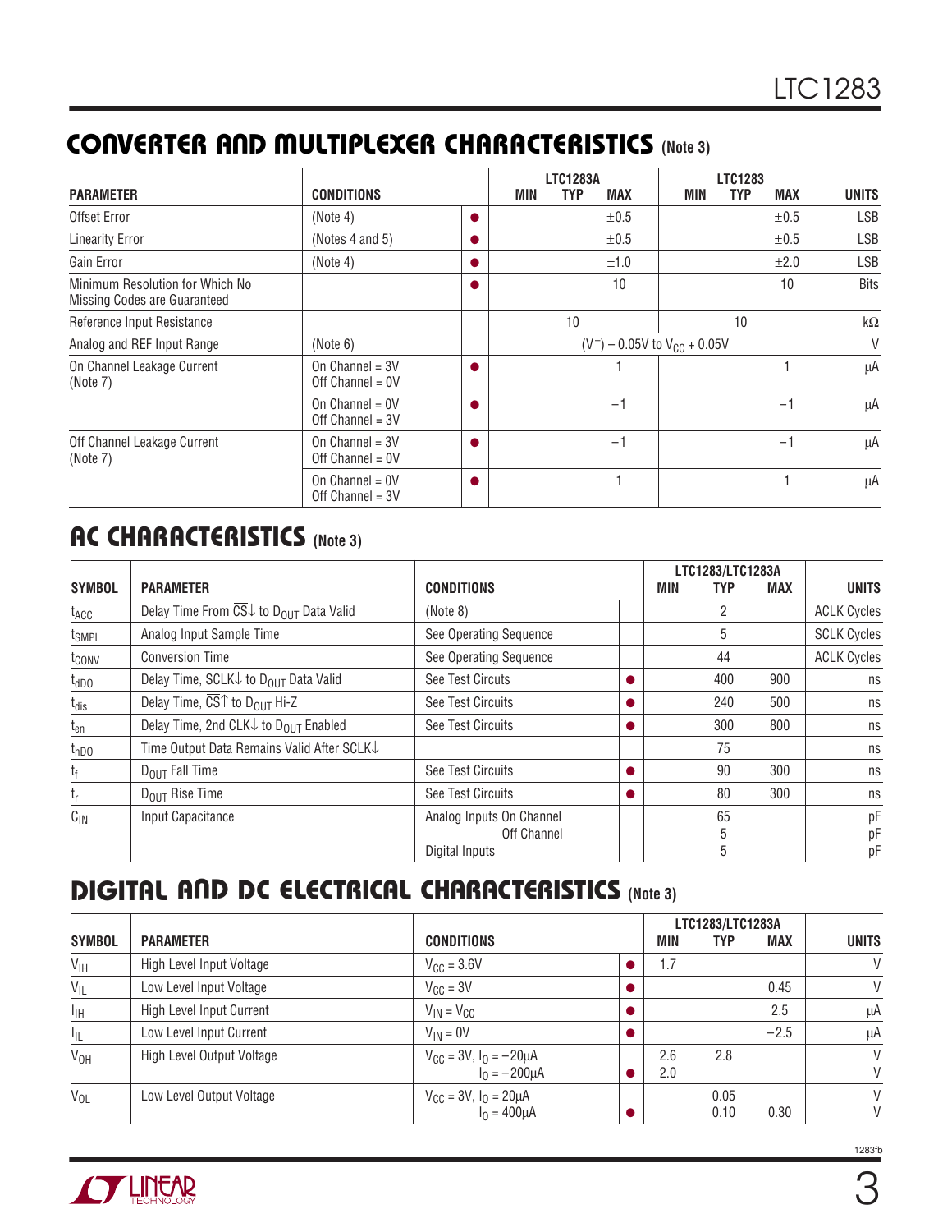## CONVERTER AND MULTIPLEXER CHARACTERISTICS (Note 3)

| PARAMETER | CONDITIONS | | LTC1283A MIN | LTC1283A TYP | LTC1283A MAX | LTC1283 MIN | LTC1283 TYP | LTC1283 MAX | UNITS |
|---|---|---|---|---|---|---|---|---|---|
| Offset Error | (Note 4) | ● | | | ±0.5 | | | ±0.5 | LSB |
| Linearity Error | (Notes 4 and 5) | ● | | | ±0.5 | | | ±0.5 | LSB |
| Gain Error | (Note 4) | ● | | | ±1.0 | | | ±2.0 | LSB |
| Minimum Resolution for Which No Missing Codes are Guaranteed | | ● | | | 10 | | | 10 | Bits |
| Reference Input Resistance | | | | 10 | | | 10 | | kΩ |
| Analog and REF Input Range | (Note 6) | | $(V^-) - 0.05V$ to $V_{CC} + 0.05V$ | | | | | | V |
| On Channel Leakage Current (Note 7) | On Channel = 3V Off Channel = 0V | ● | | | 1 | | | 1 | μA |
| | On Channel = 0V Off Channel = 3V | ● | | | –1 | | | –1 | μA |
| Off Channel Leakage Current (Note 7) | On Channel = 3V Off Channel = 0V | ● | | | –1 | | | –1 | μA |
| | On Channel = 0V Off Channel = 3V | ● | | | 1 | | | 1 | μA |

## AC CHARACTERISTICS (Note 3)

| SYMBOL | PARAMETER | CONDITIONS | | LTC1283/LTC1283A MIN | TYP | MAX | UNITS |
|---|---|---|---|---|---|---|---|
| $t_{ACC}$ | Delay Time From $\overline{CS}$↓ to $D_{OUT}$ Data Valid | (Note 8) | | | 2 | | ACLK Cycles |
| $t_{SMPL}$ | Analog Input Sample Time | See Operating Sequence | | | 5 | | SCLK Cycles |
| $t_{CONV}$ | Conversion Time | See Operating Sequence | | | 44 | | ACLK Cycles |
| $t_{dDO}$ | Delay Time, SCLK↓ to $D_{OUT}$ Data Valid | See Test Circuits | ● | | 400 | 900 | ns |
| $t_{dis}$ | Delay Time, $\overline{CS}$↑ to $D_{OUT}$ Hi-Z | See Test Circuits | ● | | 240 | 500 | ns |
| $t_{en}$ | Delay Time, 2nd CLK↓ to $D_{OUT}$ Enabled | See Test Circuits | ● | | 300 | 800 | ns |
| $t_{hDO}$ | Time Output Data Remains Valid After SCLK↓ | | | | 75 | | ns |
| $t_f$ | $D_{OUT}$ Fall Time | See Test Circuits | ● | | 90 | 300 | ns |
| $t_r$ | $D_{OUT}$ Rise Time | See Test Circuits | ● | | 80 | 300 | ns |
| $C_{IN}$ | Input Capacitance | Analog Inputs On Channel | | | 65 | | pF |
| | | Off Channel | | | 5 | | pF |
| | | Digital Inputs | | | 5 | | pF |

## DIGITAL AND DC ELECTRICAL CHARACTERISTICS (Note 3)

| SYMBOL | PARAMETER | CONDITIONS | | LTC1283/LTC1283A MIN | TYP | MAX | UNITS |
|---|---|---|---|---|---|---|---|
| $V_{IH}$ | High Level Input Voltage | $V_{CC} = 3.6V$ | ● | 1.7 | | | V |
| $V_{IL}$ | Low Level Input Voltage | $V_{CC} = 3V$ | ● | | | 0.45 | V |
| $I_{IH}$ | High Level Input Current | $V_{IN} = V_{CC}$ | ● | | | 2.5 | μA |
| $I_{IL}$ | Low Level Input Current | $V_{IN} = 0V$ | ● | | | –2.5 | μA |
| $V_{OH}$ | High Level Output Voltage | $V_{CC} = 3V$, $I_O = -20μA$ | | 2.6 | 2.8 | | V |
| | | $I_O = -200μA$ | ● | 2.0 | | | V |
| $V_{OL}$ | Low Level Output Voltage | $V_{CC} = 3V$, $I_O = 20μA$ | | | 0.05 | | V |
| | | $I_O = 400μA$ | ● | | 0.10 | 0.30 | V |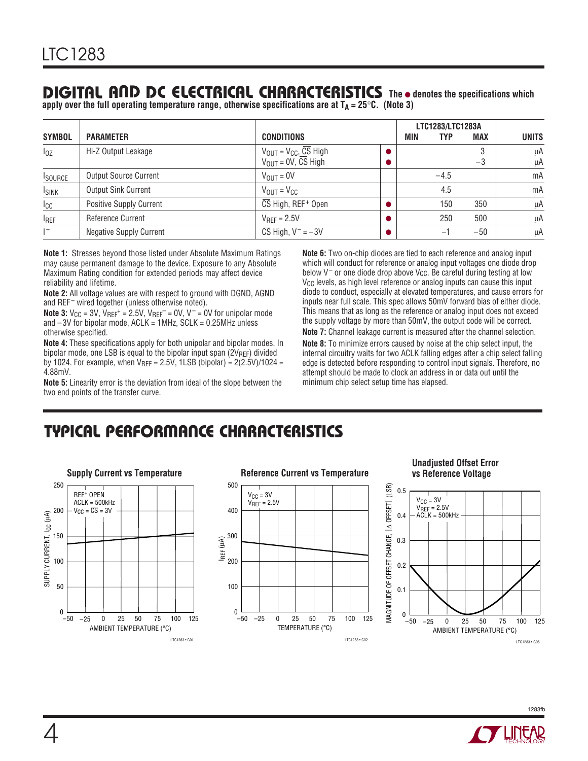## DIGITAL AND DC ELECTRICAL CHARACTERISTICS

**The ● denotes the specifications which apply over the full operating temperature range, otherwise specifications are at $T_A = 25°C$. (Note 3)**

| SYMBOL | PARAMETER | CONDITIONS | | LTC1283/LTC1283A MIN | TYP | MAX | UNITS |
|---|---|---|---|---|---|---|---|
| $I_{OZ}$ | Hi-Z Output Leakage | $V_{OUT} = V_{CC}$, $\overline{CS}$ High<br>$V_{OUT} = 0V$, $\overline{CS}$ High | ●<br>● | | | 3<br>−3 | µA<br>µA |
| $I_{SOURCE}$ | Output Source Current | $V_{OUT} = 0V$ | | | −4.5 | | mA |
| $I_{SINK}$ | Output Sink Current | $V_{OUT} = V_{CC}$ | | | 4.5 | | mA |
| $I_{CC}$ | Positive Supply Current | $\overline{CS}$ High, $REF^+$ Open | ● | | 150 | 350 | µA |
| $I_{REF}$ | Reference Current | $V_{REF} = 2.5V$ | ● | | 250 | 500 | µA |
| $I^-$ | Negative Supply Current | $\overline{CS}$ High, $V^- = -3V$ | ● | | −1 | −50 | µA |

**Note 1:** Stresses beyond those listed under Absolute Maximum Ratings may cause permanent damage to the device. Exposure to any Absolute Maximum Rating condition for extended periods may affect device reliability and lifetime.

**Note 2:** All voltage values are with respect to ground with DGND, AGND and $REF^-$ wired together (unless otherwise noted).

**Note 3:** $V_{CC} = 3V$, $V_{REF^+} = 2.5V$, $V_{REF^-} = 0V$, $V^- = 0V$ for unipolar mode and −3V for bipolar mode, ACLK = 1MHz, SCLK = 0.25MHz unless otherwise specified.

**Note 4:** These specifications apply for both unipolar and bipolar modes. In bipolar mode, one LSB is equal to the bipolar input span ($2V_{REF}$) divided by 1024. For example, when $V_{REF} = 2.5V$, 1LSB (bipolar) = 2(2.5V)/1024 = 4.88mV.

**Note 5:** Linearity error is the deviation from ideal of the slope between the two end points of the transfer curve.

**Note 6:** Two on-chip diodes are tied to each reference and analog input which will conduct for reference or analog input voltages one diode drop below $V^-$ or one diode drop above $V_{CC}$. Be careful during testing at low $V_{CC}$ levels, as high level reference or analog inputs can cause this input diode to conduct, especially at elevated temperatures, and cause errors for inputs near full scale. This spec allows 50mV forward bias of either diode. This means that as long as the reference or analog input does not exceed the supply voltage by more than 50mV, the output code will be correct.

**Note 7:** Channel leakage current is measured after the channel selection.

**Note 8:** To minimize errors caused by noise at the chip select input, the internal circuitry waits for two ACLK falling edges after a chip select falling edge is detected before responding to control input signals. Therefore, no attempt should be made to clock an address in or data out until the minimum chip select setup time has elapsed.

## TYPICAL PERFORMANCE CHARACTERISTICS

**Supply Current vs Temperature**

**Reference Current vs Temperature**

**Unadjusted Offset Error vs Reference Voltage**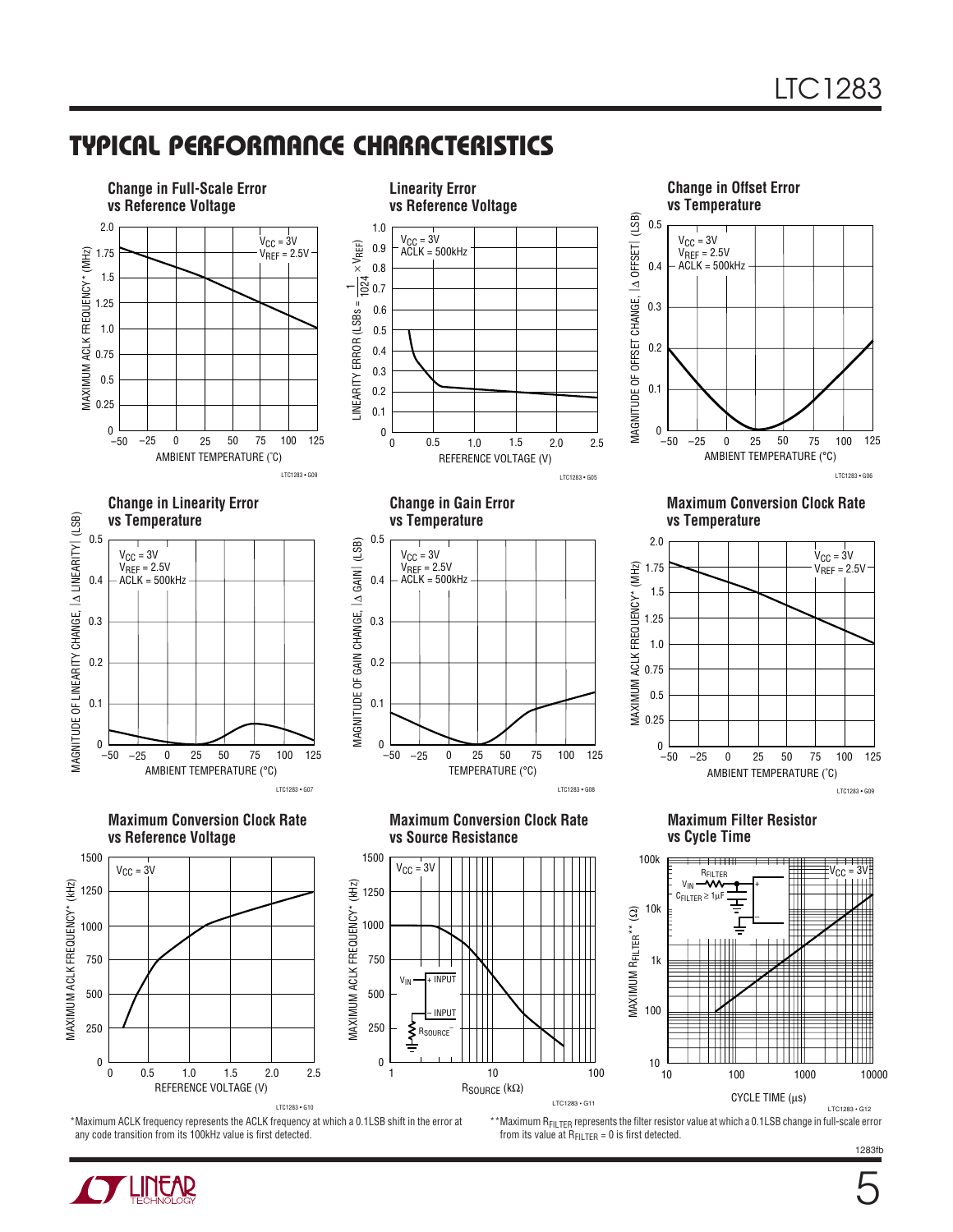## TYPICAL PERFORMANCE CHARACTERISTICS

**Change in Full-Scale Error vs Reference Voltage**

**Linearity Error vs Reference Voltage**

**Change in Offset Error vs Temperature**

**Change in Linearity Error vs Temperature**

**Change in Gain Error vs Temperature**

**Maximum Conversion Clock Rate vs Temperature**

**Maximum Conversion Clock Rate vs Reference Voltage**

**Maximum Conversion Clock Rate vs Source Resistance**

**Maximum Filter Resistor vs Cycle Time**

*Maximum ACLK frequency represents the ACLK frequency at which a 0.1LSB shift in the error at any code transition from its 100kHz value is first detected.

**Maximum $R_{FILTER}$ represents the filter resistor value at which a 0.1LSB change in full-scale error from its value at $R_{FILTER}$ = 0 is first detected.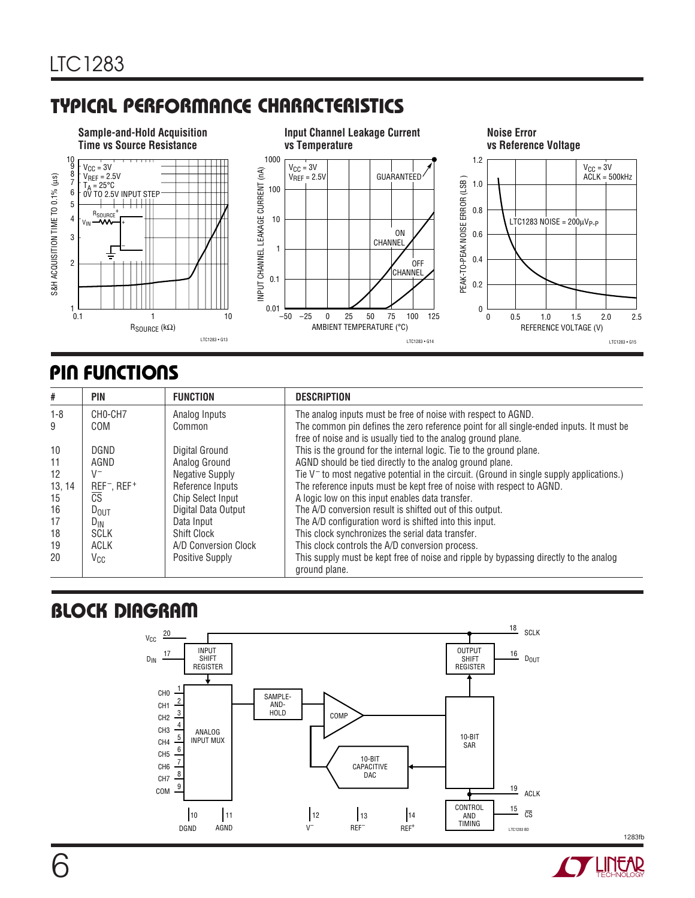## TYPICAL PERFORMANCE CHARACTERISTICS

**Sample-and-Hold Acquisition Time vs Source Resistance**

**Input Channel Leakage Current vs Temperature**

**Noise Error vs Reference Voltage**

## PIN FUNCTIONS

| # | PIN | FUNCTION | DESCRIPTION |
|---|---|---|---|
| 1-8 | CH0-CH7 | Analog Inputs | The analog inputs must be free of noise with respect to AGND. |
| 9 | COM | Common | The common pin defines the zero reference point for all single-ended inputs. It must be free of noise and is usually tied to the analog ground plane. |
| 10 | DGND | Digital Ground | This is the ground for the internal logic. Tie to the ground plane. |
| 11 | AGND | Analog Ground | AGND should be tied directly to the analog ground plane. |
| 12 | $V^-$ | Negative Supply | Tie $V^-$ to most negative potential in the circuit. (Ground in single supply applications.) |
| 13, 14 | $REF^-$, $REF^+$ | Reference Inputs | The reference inputs must be kept free of noise with respect to AGND. |
| 15 | $\overline{CS}$ | Chip Select Input | A logic low on this input enables data transfer. |
| 16 | $D_{OUT}$ | Digital Data Output | The A/D conversion result is shifted out of this output. |
| 17 | $D_{IN}$ | Data Input | The A/D configuration word is shifted into this input. |
| 18 | SCLK | Shift Clock | This clock synchronizes the serial data transfer. |
| 19 | ACLK | A/D Conversion Clock | This clock controls the A/D conversion process. |
| 20 | $V_{CC}$ | Positive Supply | This supply must be kept free of noise and ripple by bypassing directly to the analog ground plane. |

## BLOCK DIAGRAM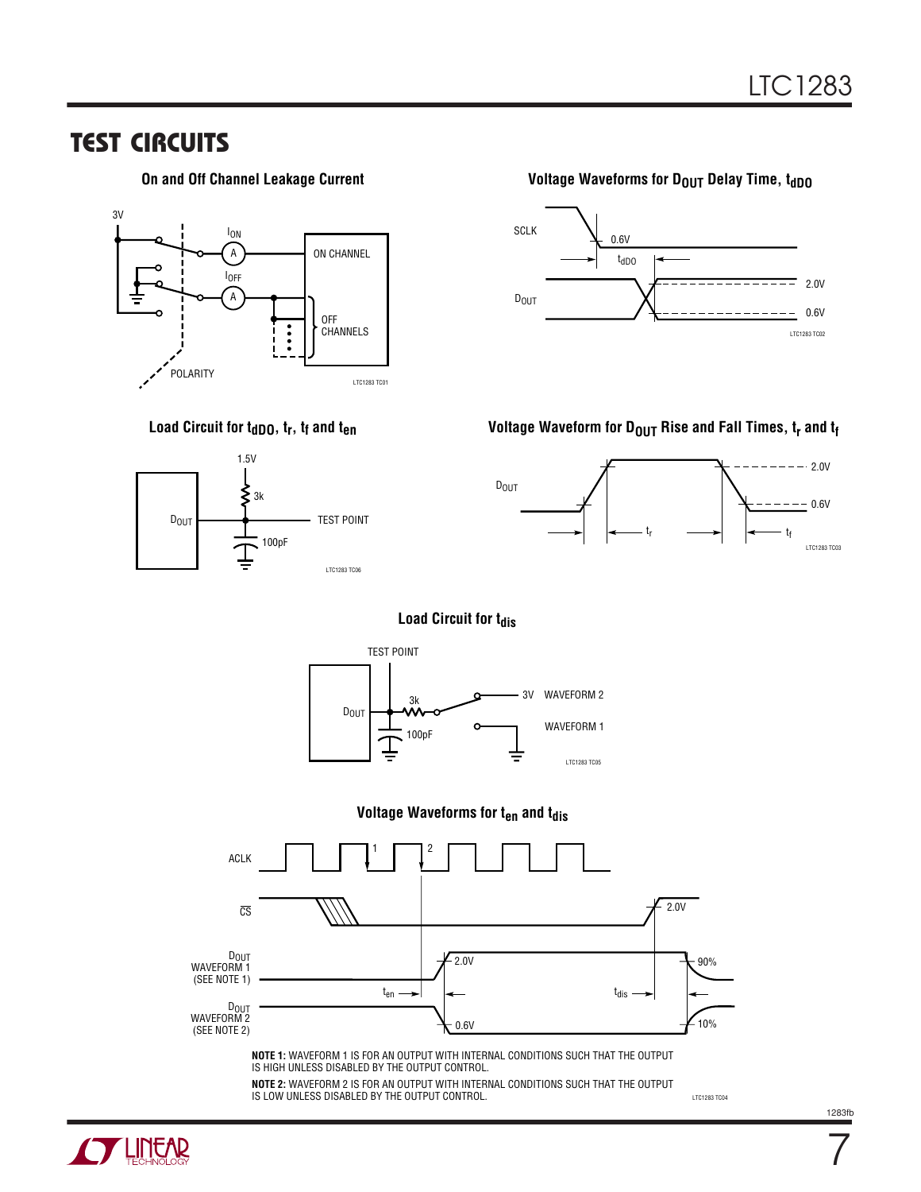## TEST CIRCUITS

### On and Off Channel Leakage Current

3V

$I_{ON}$

A

ON CHANNEL

$I_{OFF}$

A

OFF CHANNELS

POLARITY

LTC1283 TC01

### Voltage Waveforms for $D_{OUT}$ Delay Time, $t_{dDO}$

SCLK

0.6V

$t_{dDO}$

$D_{OUT}$

2.0V

0.6V

LTC1283 TC02

### Load Circuit for $t_{dDO}$, $t_r$, $t_f$ and $t_{en}$

1.5V

3k

$D_{OUT}$

TEST POINT

100pF

LTC1283 TC06

### Voltage Waveform for $D_{OUT}$ Rise and Fall Times, $t_r$ and $t_f$

$D_{OUT}$

2.0V

0.6V

$t_r$

$t_f$

LTC1283 TC03

### Load Circuit for $t_{dis}$

TEST POINT

$D_{OUT}$

3k

100pF

3V WAVEFORM 2

WAVEFORM 1

LTC1283 TC05

### Voltage Waveforms for $t_{en}$ and $t_{dis}$

ACLK

1

2

$\overline{CS}$

2.0V

$D_{OUT}$ WAVEFORM 1 (SEE NOTE 1)

2.0V

90%

$t_{en}$

$t_{dis}$

$D_{OUT}$ WAVEFORM 2 (SEE NOTE 2)

0.6V

10%

**NOTE 1:** WAVEFORM 1 IS FOR AN OUTPUT WITH INTERNAL CONDITIONS SUCH THAT THE OUTPUT IS HIGH UNLESS DISABLED BY THE OUTPUT CONTROL.

**NOTE 2:** WAVEFORM 2 IS FOR AN OUTPUT WITH INTERNAL CONDITIONS SUCH THAT THE OUTPUT IS LOW UNLESS DISABLED BY THE OUTPUT CONTROL.

LTC1283 TC04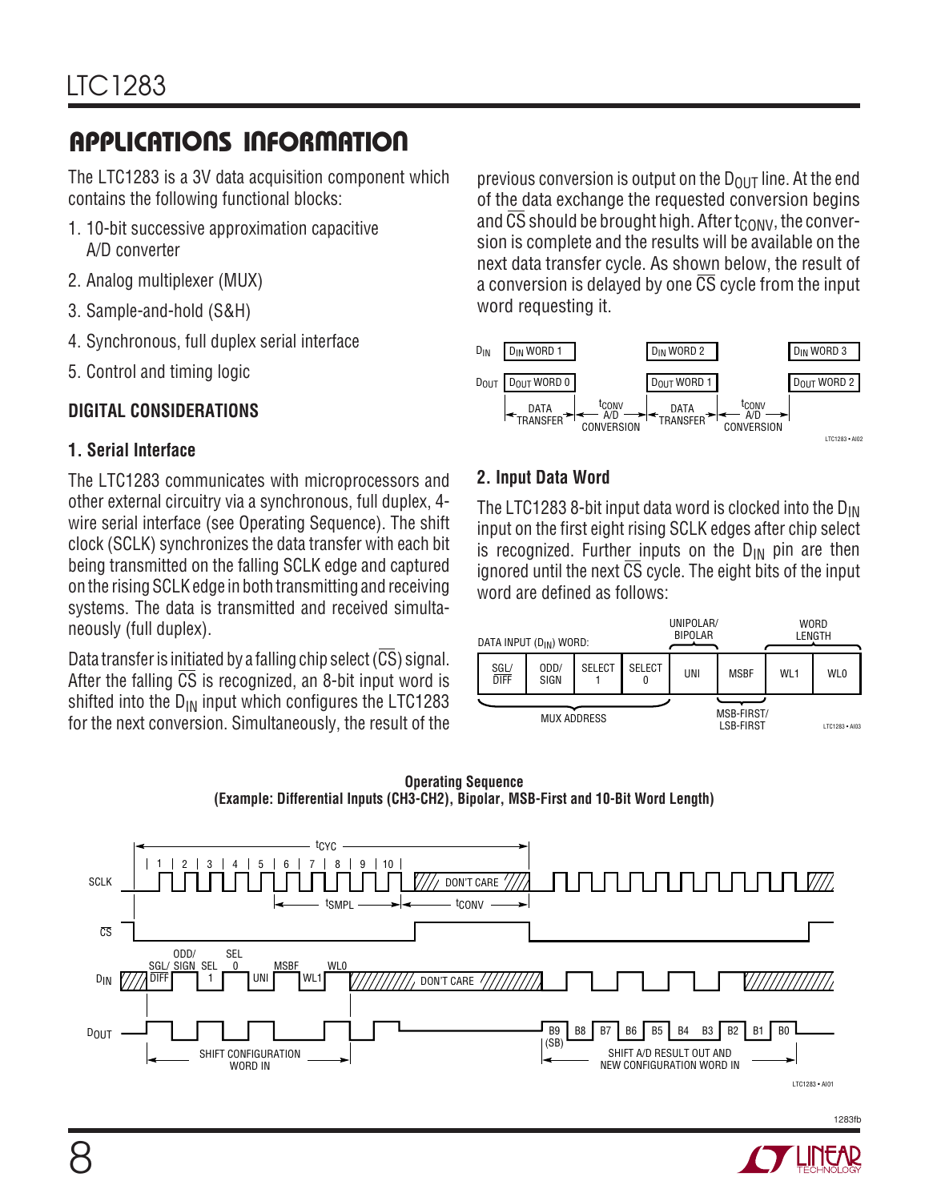## APPLICATIONS INFORMATION

The LTC1283 is a 3V data acquisition component which contains the following functional blocks:

1. 10-bit successive approximation capacitive A/D converter
2. Analog multiplexer (MUX)
3. Sample-and-hold (S&H)
4. Synchronous, full duplex serial interface
5. Control and timing logic

### DIGITAL CONSIDERATIONS

#### 1. Serial Interface

The LTC1283 communicates with microprocessors and other external circuitry via a synchronous, full duplex, 4-wire serial interface (see Operating Sequence). The shift clock (SCLK) synchronizes the data transfer with each bit being transmitted on the falling SCLK edge and captured on the rising SCLK edge in both transmitting and receiving systems. The data is transmitted and received simultaneously (full duplex).

Data transfer is initiated by a falling chip select ($\overline{CS}$) signal. After the falling $\overline{CS}$ is recognized, an 8-bit input word is shifted into the $D_{IN}$ input which configures the LTC1283 for the next conversion. Simultaneously, the result of the previous conversion is output on the $D_{OUT}$ line. At the end of the data exchange the requested conversion begins and $\overline{CS}$ should be brought high. After $t_{CONV}$, the conversion is complete and the results will be available on the next data transfer cycle. As shown below, the result of a conversion is delayed by one $\overline{CS}$ cycle from the input word requesting it.

| | | | | | |
|---|---|---|---|---|---|
| $D_{IN}$ | $D_{IN}$ WORD 1 | | $D_{IN}$ WORD 2 | | $D_{IN}$ WORD 3 |
| $D_{OUT}$ | $D_{OUT}$ WORD 0 | | $D_{OUT}$ WORD 1 | | $D_{OUT}$ WORD 2 |
| | DATA TRANSFER | $t_{CONV}$ A/D CONVERSION | DATA TRANSFER | $t_{CONV}$ A/D CONVERSION | |

#### 2. Input Data Word

The LTC1283 8-bit input data word is clocked into the $D_{IN}$ input on the first eight rising SCLK edges after chip select is recognized. Further inputs on the $D_{IN}$ pin are then ignored until the next $\overline{CS}$ cycle. The eight bits of the input word are defined as follows:

DATA INPUT ($D_{IN}$) WORD:

| SGL/$\overline{DIFF}$ | ODD/SIGN | SELECT 1 | SELECT 0 | UNI | MSBF | WL1 | WL0 |
|---|---|---|---|---|---|---|---|
| MUX ADDRESS | | | | UNIPOLAR/BIPOLAR | MSB-FIRST/LSB-FIRST | WORD LENGTH | |

**Operating Sequence**
**(Example: Differential Inputs (CH3-CH2), Bipolar, MSB-First and 10-Bit Word Length)**

- SCLK: clocks 1–10 during $t_{CYC}$; $t_{SMPL}$ followed by $t_{CONV}$ (DON'T CARE)
- $\overline{CS}$
- $D_{IN}$: SGL/$\overline{DIFF}$, ODD/SIGN, SEL 1, SEL 0, UNI, MSBF, WL1, WL0, then DON'T CARE — SHIFT CONFIGURATION WORD IN
- $D_{OUT}$: B9 (SB), B8, B7, B6, B5, B4, B3, B2, B1, B0 — SHIFT A/D RESULT OUT AND NEW CONFIGURATION WORD IN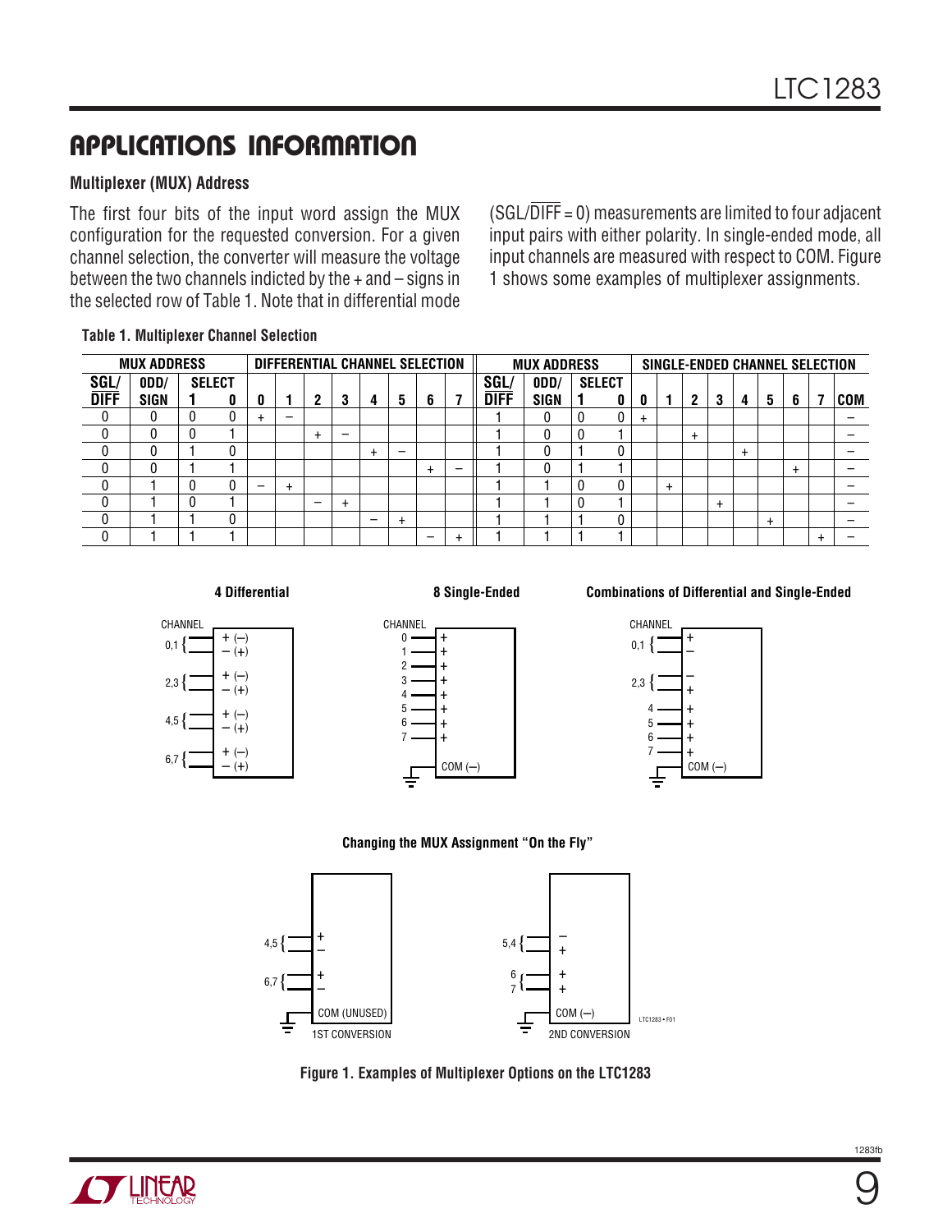## APPLICATIONS INFORMATION

### Multiplexer (MUX) Address

The first four bits of the input word assign the MUX configuration for the requested conversion. For a given channel selection, the converter will measure the voltage between the two channels indicted by the + and – signs in the selected row of Table 1. Note that in differential mode ($SGL/\overline{DIFF}$ = 0) measurements are limited to four adjacent input pairs with either polarity. In single-ended mode, all input channels are measured with respect to COM. Figure 1 shows some examples of multiplexer assignments.

**Table 1. Multiplexer Channel Selection**

| MUX ADDRESS | | | | DIFFERENTIAL CHANNEL SELECTION | | | | | | | | MUX ADDRESS | | | | SINGLE-ENDED CHANNEL SELECTION | | | | | | | | |
|---|---|---|---|---|---|---|---|---|---|---|---|---|---|---|---|---|---|---|---|---|---|---|---|---|
| SGL/DIFF | ODD/SIGN | SELECT 1 | SELECT 0 | 0 | 1 | 2 | 3 | 4 | 5 | 6 | 7 | SGL/DIFF | ODD/SIGN | SELECT 1 | SELECT 0 | 0 | 1 | 2 | 3 | 4 | 5 | 6 | 7 | COM |
| 0 | 0 | 0 | 0 | + | – | | | | | | | 1 | 0 | 0 | 0 | + | | | | | | | | – |
| 0 | 0 | 0 | 1 | | | + | – | | | | | 1 | 0 | 0 | 1 | | | + | | | | | | – |
| 0 | 0 | 1 | 0 | | | | | + | – | | | 1 | 0 | 1 | 0 | | | | | + | | | | – |
| 0 | 0 | 1 | 1 | | | | | | | + | – | 1 | 0 | 1 | 1 | | | | | | | + | | – |
| 0 | 1 | 0 | 0 | – | + | | | | | | | 1 | 1 | 0 | 0 | | + | | | | | | | – |
| 0 | 1 | 0 | 1 | | | – | + | | | | | 1 | 1 | 0 | 1 | | | | + | | | | | – |
| 0 | 1 | 1 | 0 | | | | | – | + | | | 1 | 1 | 1 | 0 | | | | | | + | | | – |
| 0 | 1 | 1 | 1 | | | | | | | – | + | 1 | 1 | 1 | 1 | | | | | | | | + | – |

**4 Differential** — **8 Single-Ended** — **Combinations of Differential and Single-Ended**

**Changing the MUX Assignment "On the Fly"**

**Figure 1. Examples of Multiplexer Options on the LTC1283**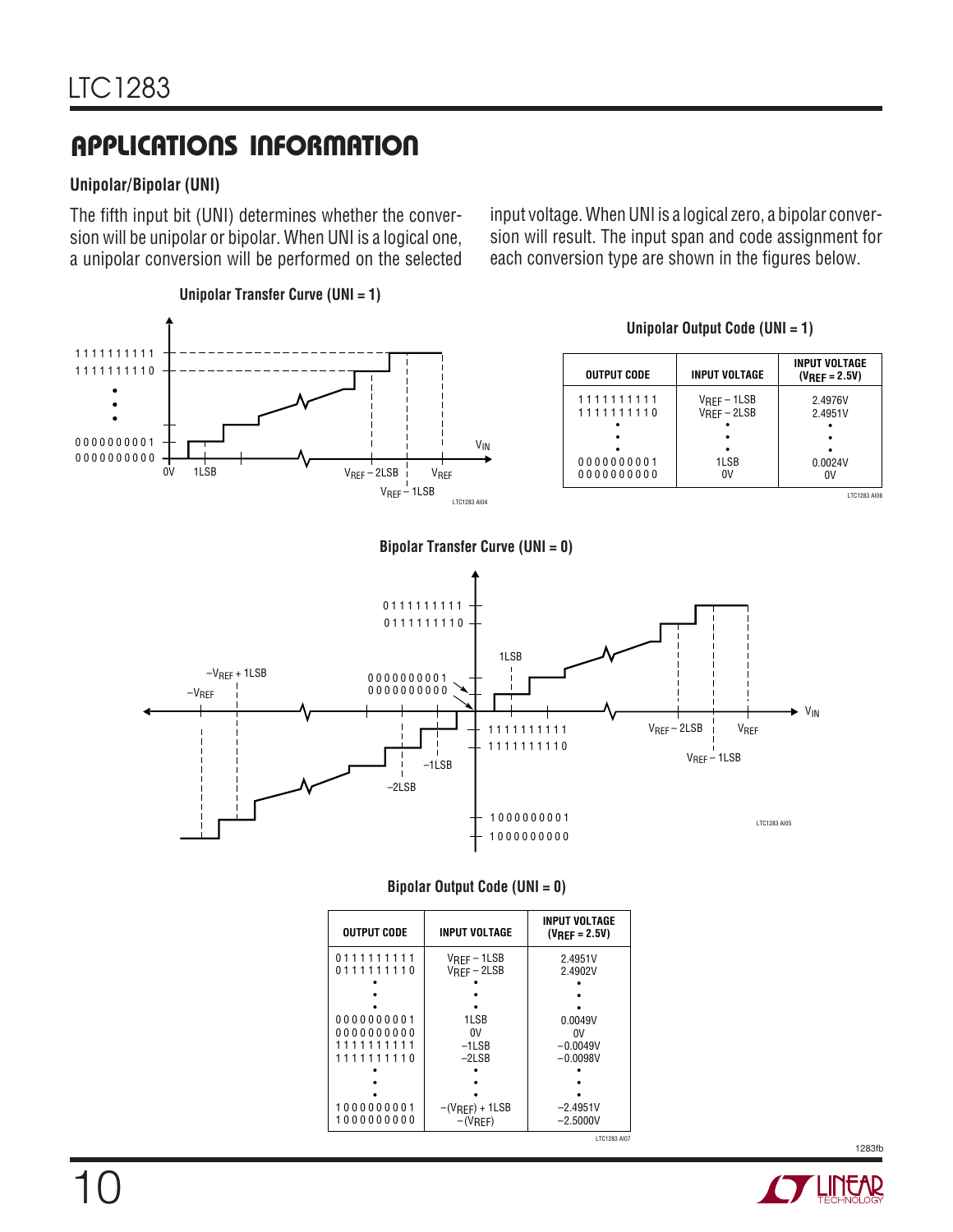## APPLICATIONS INFORMATION

### Unipolar/Bipolar (UNI)

The fifth input bit (UNI) determines whether the conversion will be unipolar or bipolar. When UNI is a logical one, a unipolar conversion will be performed on the selected input voltage. When UNI is a logical zero, a bipolar conversion will result. The input span and code assignment for each conversion type are shown in the figures below.

**Unipolar Transfer Curve (UNI = 1)**

**Unipolar Output Code (UNI = 1)**

| OUTPUT CODE | INPUT VOLTAGE | INPUT VOLTAGE ($V_{REF}$ = 2.5V) |
|---|---|---|
| 1111111111 | $V_{REF}$ – 1LSB | 2.4976V |
| 1111111110 | $V_{REF}$ – 2LSB | 2.4951V |
| • | • | • |
| • | • | • |
| • | • | • |
| 0000000001 | 1LSB | 0.0024V |
| 0000000000 | 0V | 0V |

**Bipolar Transfer Curve (UNI = 0)**

**Bipolar Output Code (UNI = 0)**

| OUTPUT CODE | INPUT VOLTAGE | INPUT VOLTAGE ($V_{REF}$ = 2.5V) |
|---|---|---|
| 0111111111 | $V_{REF}$ – 1LSB | 2.4951V |
| 0111111110 | $V_{REF}$ – 2LSB | 2.4902V |
| • | • | • |
| • | • | • |
| • | • | • |
| 0000000001 | 1LSB | 0.0049V |
| 0000000000 | 0V | 0V |
| 1111111111 | –1LSB | –0.0049V |
| 1111111110 | –2LSB | –0.0098V |
| • | • | • |
| • | • | • |
| • | • | • |
| 1000000001 | –($V_{REF}$) + 1LSB | –2.4951V |
| 1000000000 | –($V_{REF}$) | –2.5000V |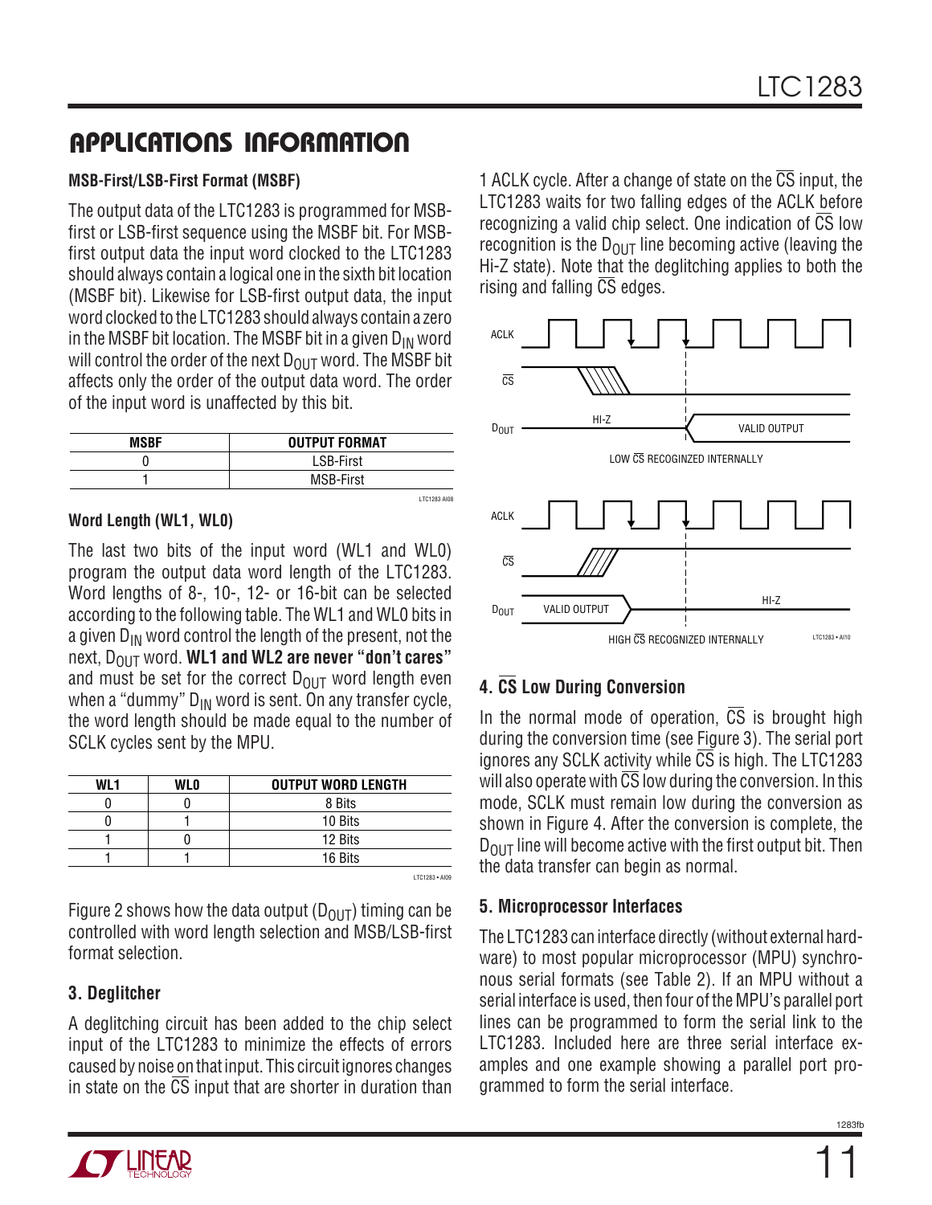## APPLICATIONS INFORMATION

**MSB-First/LSB-First Format (MSBF)**

The output data of the LTC1283 is programmed for MSB-first or LSB-first sequence using the MSBF bit. For MSB-first output data the input word clocked to the LTC1283 should always contain a logical one in the sixth bit location (MSBF bit). Likewise for LSB-first output data, the input word clocked to the LTC1283 should always contain a zero in the MSBF bit location. The MSBF bit in a given $D_{IN}$ word will control the order of the next $D_{OUT}$ word. The MSBF bit affects only the order of the output data word. The order of the input word is unaffected by this bit.

| MSBF | OUTPUT FORMAT |
|---|---|
| 0 | LSB-First |
| 1 | MSB-First |

**Word Length (WL1, WL0)**

The last two bits of the input word (WL1 and WL0) program the output data word length of the LTC1283. Word lengths of 8-, 10-, 12- or 16-bit can be selected according to the following table. The WL1 and WL0 bits in a given $D_{IN}$ word control the length of the present, not the next, $D_{OUT}$ word. **WL1 and WL2 are never "don't cares"** and must be set for the correct $D_{OUT}$ word length even when a "dummy" $D_{IN}$ word is sent. On any transfer cycle, the word length should be made equal to the number of SCLK cycles sent by the MPU.

| WL1 | WL0 | OUTPUT WORD LENGTH |
|---|---|---|
| 0 | 0 | 8 Bits |
| 0 | 1 | 10 Bits |
| 1 | 0 | 12 Bits |
| 1 | 1 | 16 Bits |

Figure 2 shows how the data output ($D_{OUT}$) timing can be controlled with word length selection and MSB/LSB-first format selection.

### 3. Deglitcher

A deglitching circuit has been added to the chip select input of the LTC1283 to minimize the effects of errors caused by noise on that input. This circuit ignores changes in state on the $\overline{CS}$ input that are shorter in duration than 1 ACLK cycle. After a change of state on the $\overline{CS}$ input, the LTC1283 waits for two falling edges of the ACLK before recognizing a valid chip select. One indication of $\overline{CS}$ low recognition is the $D_{OUT}$ line becoming active (leaving the Hi-Z state). Note that the deglitching applies to both the rising and falling $\overline{CS}$ edges.

ACLK / $\overline{CS}$ / $D_{OUT}$: HI-Z → VALID OUTPUT

LOW $\overline{CS}$ RECOGNIZED INTERNALLY

ACLK / $\overline{CS}$ / $D_{OUT}$: VALID OUTPUT → HI-Z

HIGH $\overline{CS}$ RECOGNIZED INTERNALLY

### 4. $\overline{CS}$ Low During Conversion

In the normal mode of operation, $\overline{CS}$ is brought high during the conversion time (see Figure 3). The serial port ignores any SCLK activity while $\overline{CS}$ is high. The LTC1283 will also operate with $\overline{CS}$ low during the conversion. In this mode, SCLK must remain low during the conversion as shown in Figure 4. After the conversion is complete, the $D_{OUT}$ line will become active with the first output bit. Then the data transfer can begin as normal.

### 5. Microprocessor Interfaces

The LTC1283 can interface directly (without external hardware) to most popular microprocessor (MPU) synchronous serial formats (see Table 2). If an MPU without a serial interface is used, then four of the MPU's parallel port lines can be programmed to form the serial link to the LTC1283. Included here are three serial interface examples and one example showing a parallel port programmed to form the serial interface.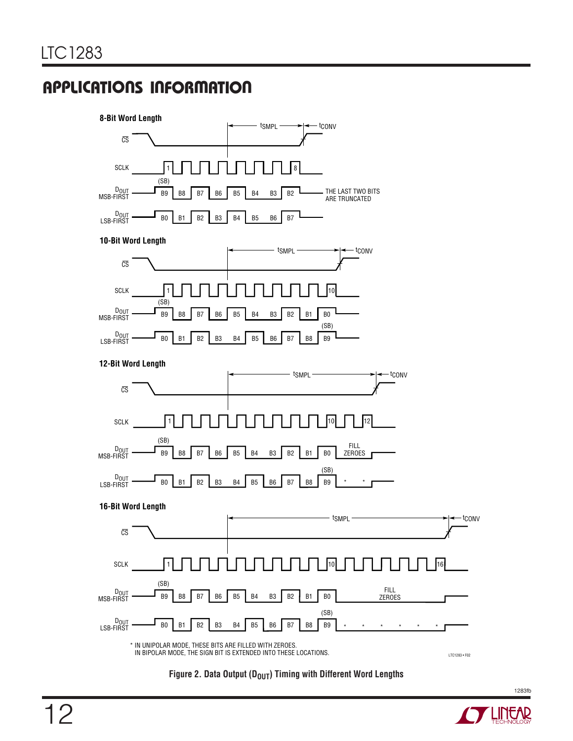## APPLICATIONS INFORMATION

**8-Bit Word Length**

$\overline{CS}$, SCLK (1 … 8), $t_{SMPL}$, $t_{CONV}$

$D_{OUT}$ MSB-FIRST: (SB) B9 B8 B7 B6 B5 B4 B3 B2 — THE LAST TWO BITS ARE TRUNCATED

$D_{OUT}$ LSB-FIRST: B0 B1 B2 B3 B4 B5 B6 B7

**10-Bit Word Length**

$\overline{CS}$, SCLK (1 … 10), $t_{SMPL}$, $t_{CONV}$

$D_{OUT}$ MSB-FIRST: (SB) B9 B8 B7 B6 B5 B4 B3 B2 B1 B0

$D_{OUT}$ LSB-FIRST: B0 B1 B2 B3 B4 B5 B6 B7 B8 B9 (SB)

**12-Bit Word Length**

$\overline{CS}$, SCLK (1 … 10 … 12), $t_{SMPL}$, $t_{CONV}$

$D_{OUT}$ MSB-FIRST: (SB) B9 B8 B7 B6 B5 B4 B3 B2 B1 B0 FILL ZEROES

$D_{OUT}$ LSB-FIRST: B0 B1 B2 B3 B4 B5 B6 B7 B8 B9 (SB) * *

**16-Bit Word Length**

$\overline{CS}$, SCLK (1 … 10 … 16), $t_{SMPL}$, $t_{CONV}$

$D_{OUT}$ MSB-FIRST: (SB) B9 B8 B7 B6 B5 B4 B3 B2 B1 B0 FILL ZEROES

$D_{OUT}$ LSB-FIRST: B0 B1 B2 B3 B4 B5 B6 B7 B8 B9 (SB) * * * * * *

\* IN UNIPOLAR MODE, THESE BITS ARE FILLED WITH ZEROES.
IN BIPOLAR MODE, THE SIGN BIT IS EXTENDED INTO THESE LOCATIONS.

LTC1283 • F02

**Figure 2. Data Output ($D_{OUT}$) Timing with Different Word Lengths**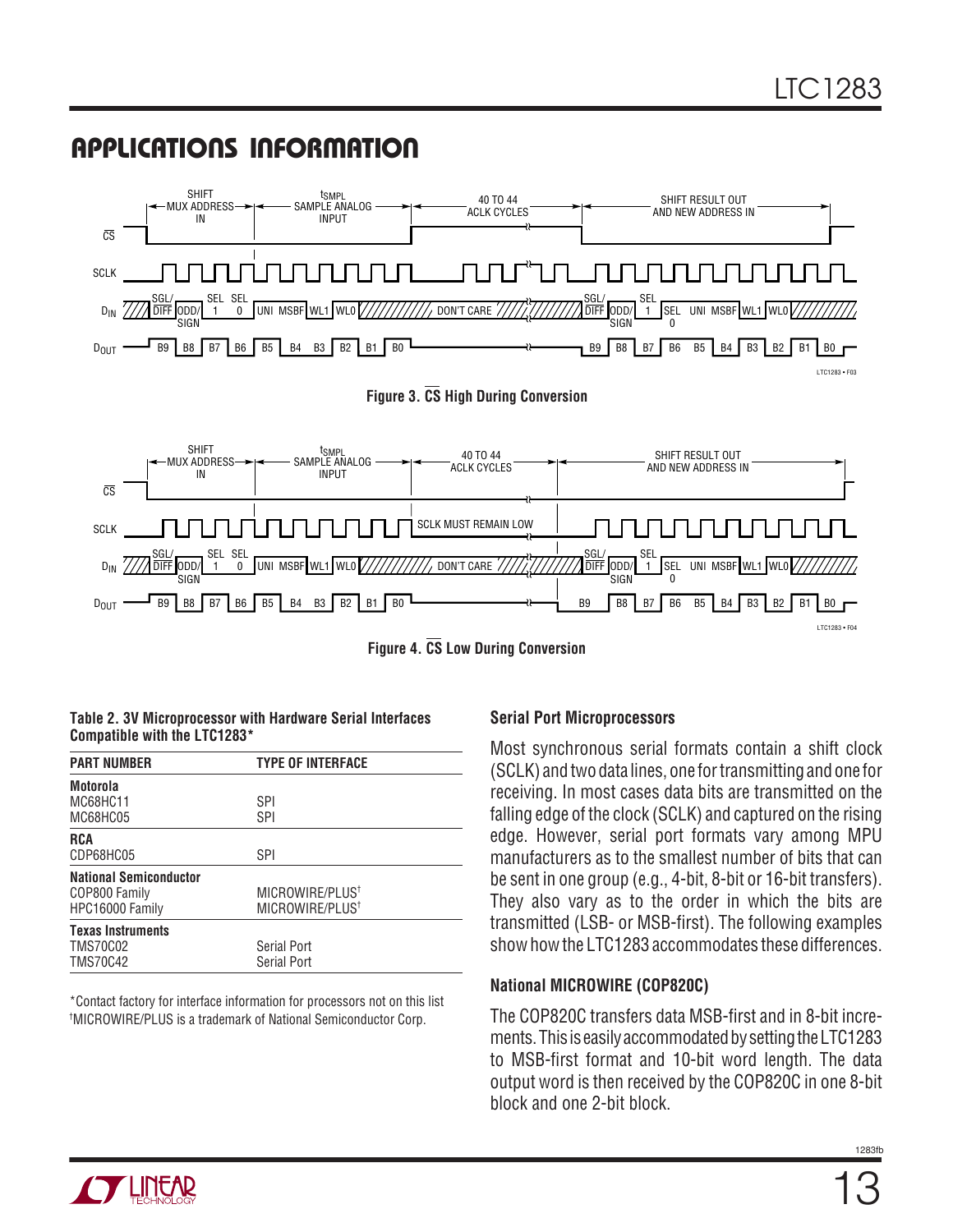## APPLICATIONS INFORMATION

Figure 3. $\overline{CS}$ High During Conversion

Figure 4. $\overline{CS}$ Low During Conversion

**Table 2. 3V Microprocessor with Hardware Serial Interfaces Compatible with the LTC1283***

| PART NUMBER | TYPE OF INTERFACE |
|---|---|
| **Motorola** | |
| MC68HC11 | SPI |
| MC68HC05 | SPI |
| **RCA** | |
| CDP68HC05 | SPI |
| **National Semiconductor** | |
| COP800 Family | MICROWIRE/PLUS† |
| HPC16000 Family | MICROWIRE/PLUS† |
| **Texas Instruments** | |
| TMS70C02 | Serial Port |
| TMS70C42 | Serial Port |

*Contact factory for interface information for processors not on this list
†MICROWIRE/PLUS is a trademark of National Semiconductor Corp.

### Serial Port Microprocessors

Most synchronous serial formats contain a shift clock (SCLK) and two data lines, one for transmitting and one for receiving. In most cases data bits are transmitted on the falling edge of the clock (SCLK) and captured on the rising edge. However, serial port formats vary among MPU manufacturers as to the smallest number of bits that can be sent in one group (e.g., 4-bit, 8-bit or 16-bit transfers). They also vary as to the order in which the bits are transmitted (LSB- or MSB-first). The following examples show how the LTC1283 accommodates these differences.

### National MICROWIRE (COP820C)

The COP820C transfers data MSB-first and in 8-bit increments. This is easily accommodated by setting the LTC1283 to MSB-first format and 10-bit word length. The data output word is then received by the COP820C in one 8-bit block and one 2-bit block.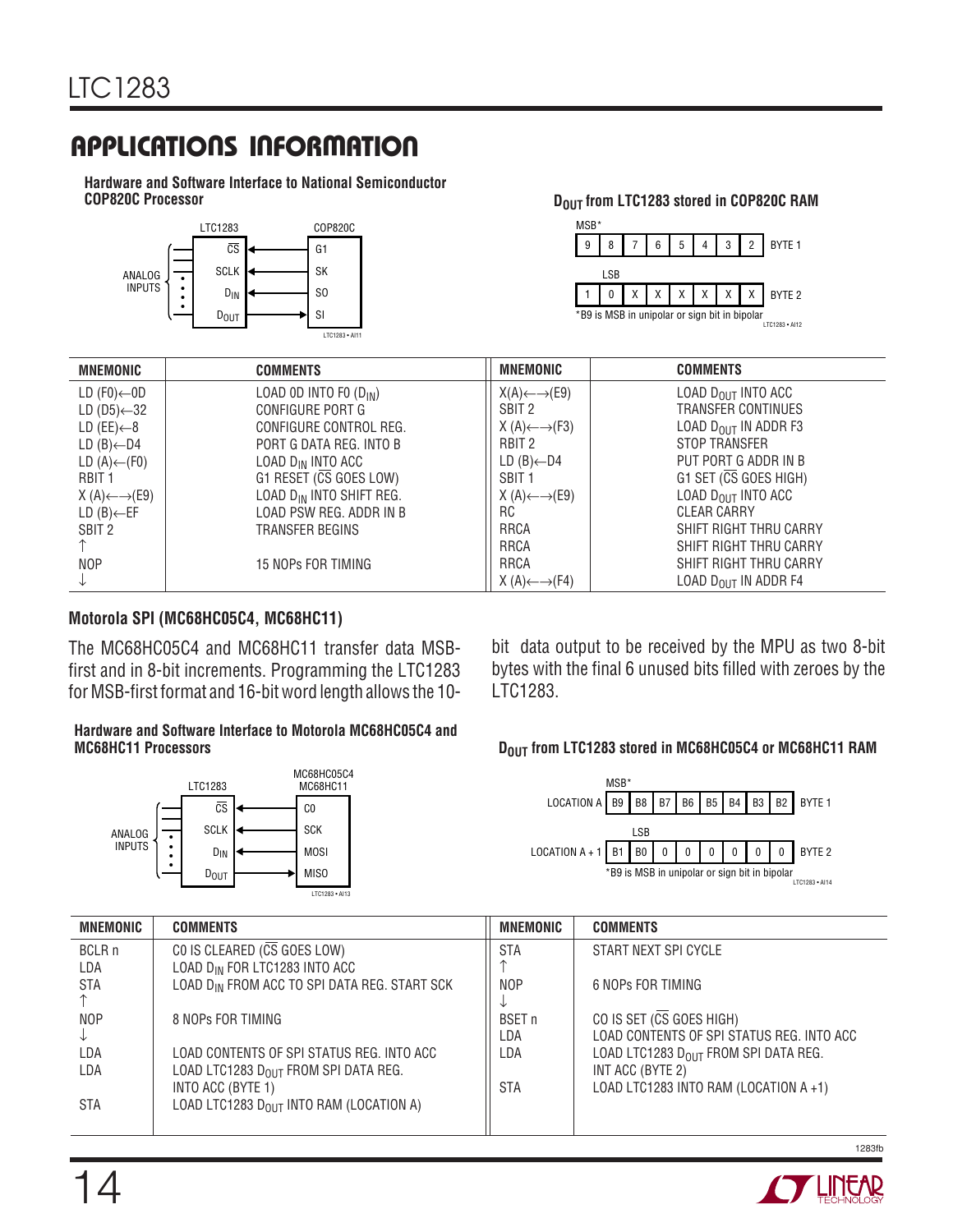## APPLICATIONS INFORMATION

**Hardware and Software Interface to National Semiconductor COP820C Processor**

| LTC1283 | COP820C |
|---|---|
| $\overline{CS}$ ← | G1 |
| SCLK ← | SK |
| $D_{IN}$ ← | SO |
| $D_{OUT}$ → | SI |

ANALOG INPUTS

LTC1283 • AI11

**$D_{OUT}$ from LTC1283 stored in COP820C RAM**

MSB*

| 9 | 8 | 7 | 6 | 5 | 4 | 3 | 2 | BYTE 1 |
|---|---|---|---|---|---|---|---|---|

LSB

| 1 | 0 | X | X | X | X | X | X | BYTE 2 |
|---|---|---|---|---|---|---|---|---|

*B9 is MSB in unipolar or sign bit in bipolar

LTC1283 • AI12

| MNEMONIC | COMMENTS | MNEMONIC | COMMENTS |
|---|---|---|---|
| LD (F0)←0D | LOAD 0D INTO F0 ($D_{IN}$) | X(A)←→(E9) | LOAD $D_{OUT}$ INTO ACC |
| LD (D5)←32 | CONFIGURE PORT G | SBIT 2 | TRANSFER CONTINUES |
| LD (EE)←8 | CONFIGURE CONTROL REG. | X (A)←→(F3) | LOAD $D_{OUT}$ IN ADDR F3 |
| LD (B)←D4 | PORT G DATA REG. INTO B | RBIT 2 | STOP TRANSFER |
| LD (A)←(F0) | LOAD $D_{IN}$ INTO ACC | LD (B)←D4 | PUT PORT G ADDR IN B |
| RBIT 1 | G1 RESET ($\overline{CS}$ GOES LOW) | SBIT 1 | G1 SET ($\overline{CS}$ GOES HIGH) |
| X (A)←→(E9) | LOAD $D_{IN}$ INTO SHIFT REG. | X (A)←→(E9) | LOAD $D_{OUT}$ INTO ACC |
| LD (B)←EF | LOAD PSW REG. ADDR IN B | RC | CLEAR CARRY |
| SBIT 2 | TRANSFER BEGINS | RRCA | SHIFT RIGHT THRU CARRY |
| ↑ | | RRCA | SHIFT RIGHT THRU CARRY |
| NOP | 15 NOPs FOR TIMING | RRCA | SHIFT RIGHT THRU CARRY |
| ↓ | | X (A)←→(F4) | LOAD $D_{OUT}$ IN ADDR F4 |

### Motorola SPI (MC68HC05C4, MC68HC11)

The MC68HC05C4 and MC68HC11 transfer data MSB-first and in 8-bit increments. Programming the LTC1283 for MSB-first format and 16-bit word length allows the 10-bit data output to be received by the MPU as two 8-bit bytes with the final 6 unused bits filled with zeroes by the LTC1283.

**Hardware and Software Interface to Motorola MC68HC05C4 and MC68HC11 Processors**

| LTC1283 | MC68HC05C4 MC68HC11 |
|---|---|
| $\overline{CS}$ ← | C0 |
| SCLK ← | SCK |
| $D_{IN}$ ← | MOSI |
| $D_{OUT}$ → | MISO |

ANALOG INPUTS

LTC1283 • AI13

**$D_{OUT}$ from LTC1283 stored in MC68HC05C4 or MC68HC11 RAM**

MSB*

| LOCATION A | B9 | B8 | B7 | B6 | B5 | B4 | B3 | B2 | BYTE 1 |
|---|---|---|---|---|---|---|---|---|---|

LSB

| LOCATION A + 1 | B1 | B0 | 0 | 0 | 0 | 0 | 0 | 0 | BYTE 2 |
|---|---|---|---|---|---|---|---|---|---|

*B9 is MSB in unipolar or sign bit in bipolar

LTC1283 • AI14

| MNEMONIC | COMMENTS | MNEMONIC | COMMENTS |
|---|---|---|---|
| BCLR n | C0 IS CLEARED ($\overline{CS}$ GOES LOW) | STA | START NEXT SPI CYCLE |
| LDA | LOAD $D_{IN}$ FOR LTC1283 INTO ACC | ↑ | |
| STA | LOAD $D_{IN}$ FROM ACC TO SPI DATA REG. START SCK | NOP | 6 NOPs FOR TIMING |
| ↑ | | ↓ | |
| NOP | 8 NOPs FOR TIMING | BSET n | C0 IS SET ($\overline{CS}$ GOES HIGH) |
| ↓ | | LDA | LOAD CONTENTS OF SPI STATUS REG. INTO ACC |
| LDA | LOAD CONTENTS OF SPI STATUS REG. INTO ACC | LDA | LOAD LTC1283 $D_{OUT}$ FROM SPI DATA REG. INT ACC (BYTE 2) |
| LDA | LOAD LTC1283 $D_{OUT}$ FROM SPI DATA REG. INTO ACC (BYTE 1) | STA | LOAD LTC1283 INTO RAM (LOCATION A +1) |
| STA | LOAD LTC1283 $D_{OUT}$ INTO RAM (LOCATION A) | | |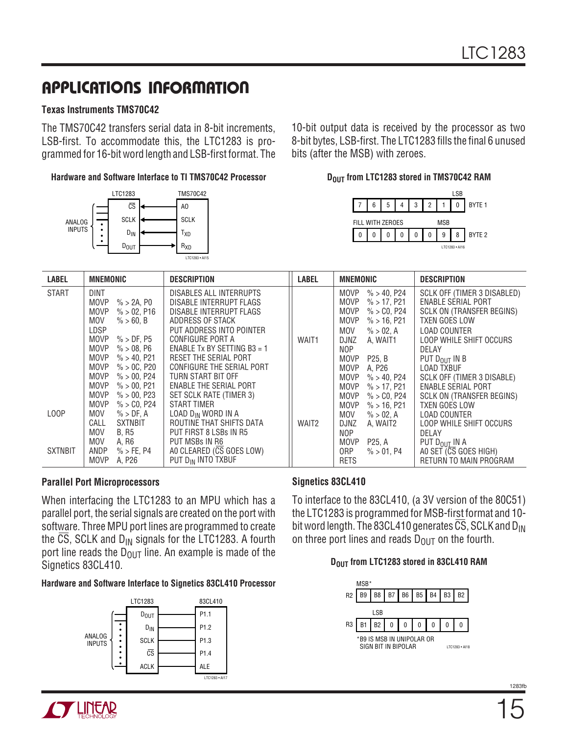## APPLICATIONS INFORMATION

### Texas Instruments TMS70C42

The TMS70C42 transfers serial data in 8-bit increments, LSB-first. To accommodate this, the LTC1283 is programmed for 16-bit word length and LSB-first format. The 10-bit output data is received by the processor as two 8-bit bytes, LSB-first. The LTC1283 fills the final 6 unused bits (after the MSB) with zeroes.

**Hardware and Software Interface to TI TMS70C42 Processor**

| LTC1283 | | TMS70C42 |
|---|---|---|
| $\overline{CS}$ | ← | A0 |
| SCLK | ← | SCLK |
| $D_{IN}$ | ← | $T_{XD}$ |
| $D_{OUT}$ | → | $R_{XD}$ |

ANALOG INPUTS

LTC1283 • AI15

**$D_{OUT}$ from LTC1283 stored in TMS70C42 RAM**

| | | | | | | | LSB | |
|---|---|---|---|---|---|---|---|---|
| 7 | 6 | 5 | 4 | 3 | 2 | 1 | 0 | BYTE 1 |

FILL WITH ZEROES, MSB

| 0 | 0 | 0 | 0 | 0 | 0 | 9 | 8 | BYTE 2 |
|---|---|---|---|---|---|---|---|---|

LTC1283 • AI16

| LABEL | MNEMONIC | DESCRIPTION |
|---|---|---|
| START | DINT | DISABLES ALL INTERRUPTS |
| | MOVP %>2A, P0 | DISABLE INTERRUPT FLAGS |
| | MOVP %>02, P16 | DISABLE INTERRUPT FLAGS |
| | MOV %>60, B | ADDRESS OF STACK |
| | LDSP | PUT ADDRESS INTO POINTER |
| | MOVP %>DF, P5 | CONFIGURE PORT A |
| | MOVP %>08, P6 | ENABLE Tx BY SETTING B3 = 1 |
| | MOVP %>40, P21 | RESET THE SERIAL PORT |
| | MOVP %>0C, P20 | CONFIGURE THE SERIAL PORT |
| | MOVP %>00, P24 | TURN START BIT OFF |
| | MOVP %>00, P21 | ENABLE THE SERIAL PORT |
| | MOVP %>00, P23 | SET SCLK RATE (TIMER 3) |
| | MOVP %>C0, P24 | START TIMER |
| LOOP | MOV %>DF, A | LOAD $D_{IN}$ WORD IN A |
| | CALL SXTNBIT | ROUTINE THAT SHIFTS DATA |
| | MOV B, R5 | PUT FIRST 8 LSBs IN R5 |
| | MOV A, R6 | PUT MSBs IN R6 |
| SXTNBIT | ANDP %>FE, P4 | A0 CLEARED ($\overline{CS}$ GOES LOW) |
| | MOVP A, P26 | PUT $D_{IN}$ INTO TXBUF |
| | MOVP %>40, P24 | SCLK OFF (TIMER 3 DISABLED) |
| | MOVP %>17, P21 | ENABLE SERIAL PORT |
| | MOVP %>C0, P24 | SCLK ON (TRANSFER BEGINS) |
| | MOVP %>16, P21 | TXEN GOES LOW |
| | MOV %>02, A | LOAD COUNTER |
| WAIT1 | DJNZ A, WAIT1 | LOOP WHILE SHIFT OCCURS |
| | NOP | DELAY |
| | MOVP P25, B | PUT $D_{OUT}$ IN B |
| | MOVP A, P26 | LOAD TXBUF |
| | MOVP %>40, P24 | SCLK OFF (TIMER 3 DISABLE) |
| | MOVP %>17, P21 | ENABLE SERIAL PORT |
| | MOVP %>C0, P24 | SCLK ON (TRANSFER BEGINS) |
| | MOVP %>16, P21 | TXEN GOES LOW |
| | MOV %>02, A | LOAD COUNTER |
| WAIT2 | DJNZ A, WAIT2 | LOOP WHILE SHIFT OCCURS |
| | NOP | DELAY |
| | MOVP P25, A | PUT $D_{OUT}$ IN A |
| | ORP %>01, P4 | A0 SET ($\overline{CS}$ GOES HIGH) |
| | RETS | RETURN TO MAIN PROGRAM |

### Parallel Port Microprocessors

When interfacing the LTC1283 to an MPU which has a parallel port, the serial signals are created on the port with software. Three MPU port lines are programmed to create the $\overline{CS}$, SCLK and $D_{IN}$ signals for the LTC1283. A fourth port line reads the $D_{OUT}$ line. An example is made of the Signetics 83CL410.

**Hardware and Software Interface to Signetics 83CL410 Processor**

| LTC1283 | 83CL410 |
|---|---|
| $D_{OUT}$ | P1.1 |
| $D_{IN}$ | P1.2 |
| SCLK | P1.3 |
| $\overline{CS}$ | P1.4 |
| ACLK | ALE |

ANALOG INPUTS

LTC1283 • AI17

### Signetics 83CL410

To interface to the 83CL410, (a 3V version of the 80C51) the LTC1283 is programmed for MSB-first format and 10-bit word length. The 83CL410 generates $\overline{CS}$, SCLK and $D_{IN}$ on three port lines and reads $D_{OUT}$ on the fourth.

**$D_{OUT}$ from LTC1283 stored in 83CL410 RAM**

| | MSB* | | | | | | | |
|---|---|---|---|---|---|---|---|---|
| R2 | B9 | B8 | B7 | B6 | B5 | B4 | B3 | B2 |

| | | LSB | | | | | | |
|---|---|---|---|---|---|---|---|---|
| R3 | B1 | B2 | 0 | 0 | 0 | 0 | 0 | 0 |

*B9 IS MSB IN UNIPOLAR OR SIGN BIT IN BIPOLAR

LTC1283 • AI18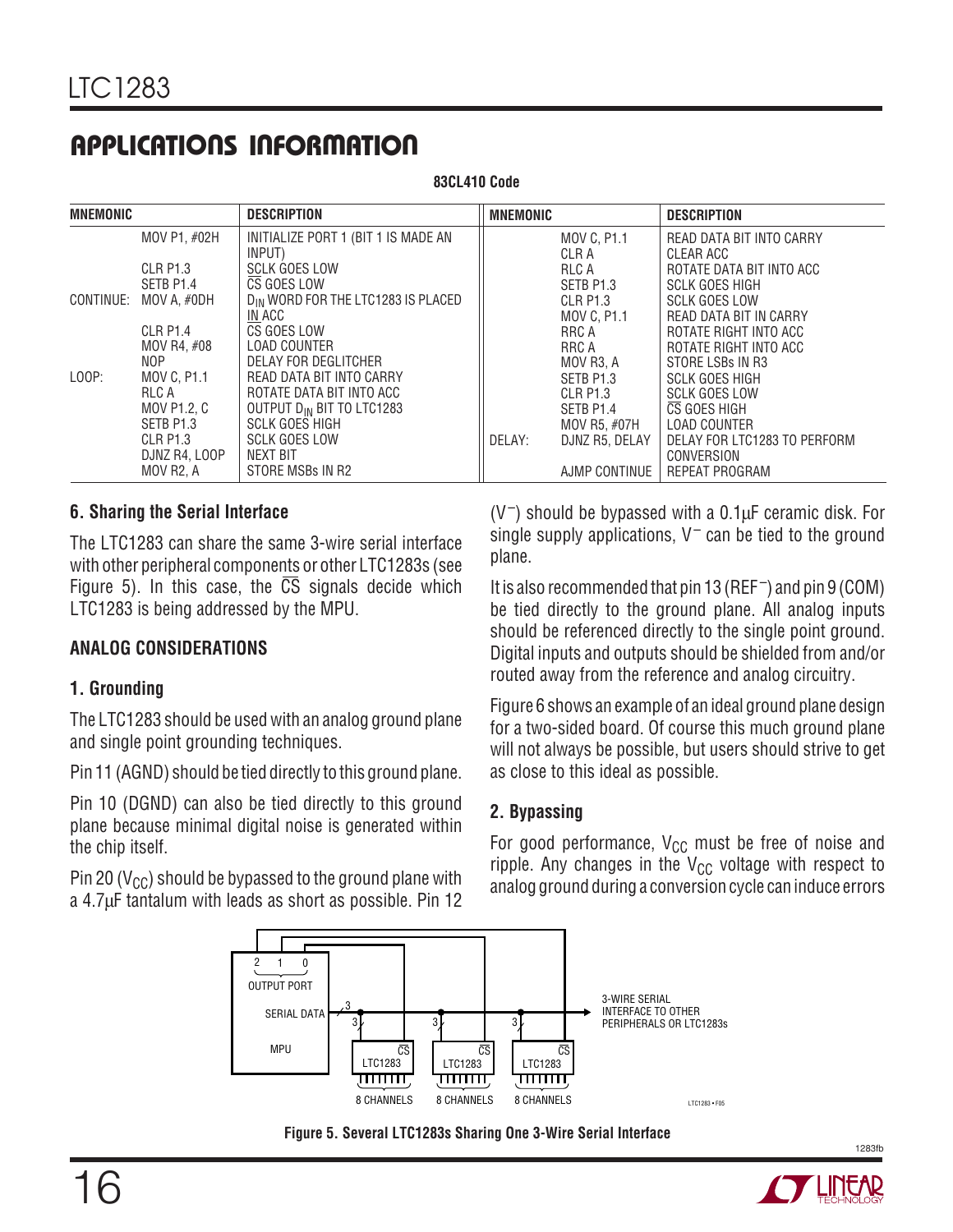## APPLICATIONS INFORMATION

**83CL410 Code**

| MNEMONIC | | DESCRIPTION |
|---|---|---|
| | MOV P1, #02H | INITIALIZE PORT 1 (BIT 1 IS MADE AN INPUT) |
| | CLR P1.3 | SCLK GOES LOW |
| | SETB P1.4 | $\overline{CS}$ GOES LOW |
| CONTINUE: | MOV A, #0DH | $D_{IN}$ WORD FOR THE LTC1283 IS PLACED IN ACC |
| | CLR P1.4 | $\overline{CS}$ GOES LOW |
| | MOV R4, #08 | LOAD COUNTER |
| | NOP | DELAY FOR DEGLITCHER |
| LOOP: | MOV C, P1.1 | READ DATA BIT INTO CARRY |
| | RLC A | ROTATE DATA BIT INTO ACC |
| | MOV P1.2, C | OUTPUT $D_{IN}$ BIT TO LTC1283 |
| | SETB P1.3 | SCLK GOES HIGH |
| | CLR P1.3 | SCLK GOES LOW |
| | DJNZ R4, LOOP | NEXT BIT |
| | MOV R2, A | STORE MSBs IN R2 |
| | MOV C, P1.1 | READ DATA BIT INTO CARRY |
| | CLR A | CLEAR ACC |
| | RLC A | ROTATE DATA BIT INTO ACC |
| | SETB P1.3 | SCLK GOES HIGH |
| | CLR P1.3 | SCLK GOES LOW |
| | MOV C, P1.1 | READ DATA BIT IN CARRY |
| | RRC A | ROTATE RIGHT INTO ACC |
| | RRC A | ROTATE RIGHT INTO ACC |
| | MOV R3, A | STORE LSBs IN R3 |
| | SETB P1.3 | SCLK GOES HIGH |
| | CLR P1.3 | SCLK GOES LOW |
| | SETB P1.4 | $\overline{CS}$ GOES HIGH |
| | MOV R5, #07H | LOAD COUNTER |
| DELAY: | DJNZ R5, DELAY | DELAY FOR LTC1283 TO PERFORM CONVERSION |
| | AJMP CONTINUE | REPEAT PROGRAM |

### 6. Sharing the Serial Interface

The LTC1283 can share the same 3-wire serial interface with other peripheral components or other LTC1283s (see Figure 5). In this case, the $\overline{CS}$ signals decide which LTC1283 is being addressed by the MPU.

### ANALOG CONSIDERATIONS

### 1. Grounding

The LTC1283 should be used with an analog ground plane and single point grounding techniques.

Pin 11 (AGND) should be tied directly to this ground plane.

Pin 10 (DGND) can also be tied directly to this ground plane because minimal digital noise is generated within the chip itself.

Pin 20 ($V_{CC}$) should be bypassed to the ground plane with a 4.7µF tantalum with leads as short as possible. Pin 12 ($V^-$) should be bypassed with a 0.1µF ceramic disk. For single supply applications, $V^-$ can be tied to the ground plane.

It is also recommended that pin 13 ($REF^-$) and pin 9 (COM) be tied directly to the ground plane. All analog inputs should be referenced directly to the single point ground. Digital inputs and outputs should be shielded from and/or routed away from the reference and analog circuitry.

Figure 6 shows an example of an ideal ground plane design for a two-sided board. Of course this much ground plane will not always be possible, but users should strive to get as close to this ideal as possible.

### 2. Bypassing

For good performance, $V_{CC}$ must be free of noise and ripple. Any changes in the $V_{CC}$ voltage with respect to analog ground during a conversion cycle can induce errors

**Figure 5. Several LTC1283s Sharing One 3-Wire Serial Interface**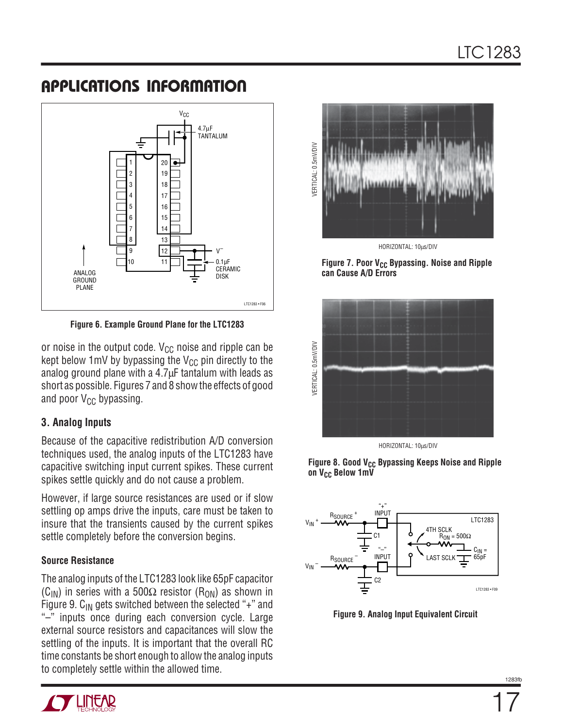## APPLICATIONS INFORMATION

Figure 6. Example Ground Plane for the LTC1283

or noise in the output code. $V_{CC}$ noise and ripple can be kept below 1mV by bypassing the $V_{CC}$ pin directly to the analog ground plane with a 4.7µF tantalum with leads as short as possible. Figures 7 and 8 show the effects of good and poor $V_{CC}$ bypassing.

### 3. Analog Inputs

Because of the capacitive redistribution A/D conversion techniques used, the analog inputs of the LTC1283 have capacitive switching input current spikes. These current spikes settle quickly and do not cause a problem.

However, if large source resistances are used or if slow settling op amps drive the inputs, care must be taken to insure that the transients caused by the current spikes settle completely before the conversion begins.

#### Source Resistance

The analog inputs of the LTC1283 look like 65pF capacitor ($C_{IN}$) in series with a 500Ω resistor ($R_{ON}$) as shown in Figure 9. $C_{IN}$ gets switched between the selected "+" and "–" inputs once during each conversion cycle. Large external source resistors and capacitances will slow the settling of the inputs. It is important that the overall RC time constants be short enough to allow the analog inputs to completely settle within the allowed time.

Figure 7. Poor $V_{CC}$ Bypassing. Noise and Ripple can Cause A/D Errors

Figure 8. Good $V_{CC}$ Bypassing Keeps Noise and Ripple on $V_{CC}$ Below 1mV

Figure 9. Analog Input Equivalent Circuit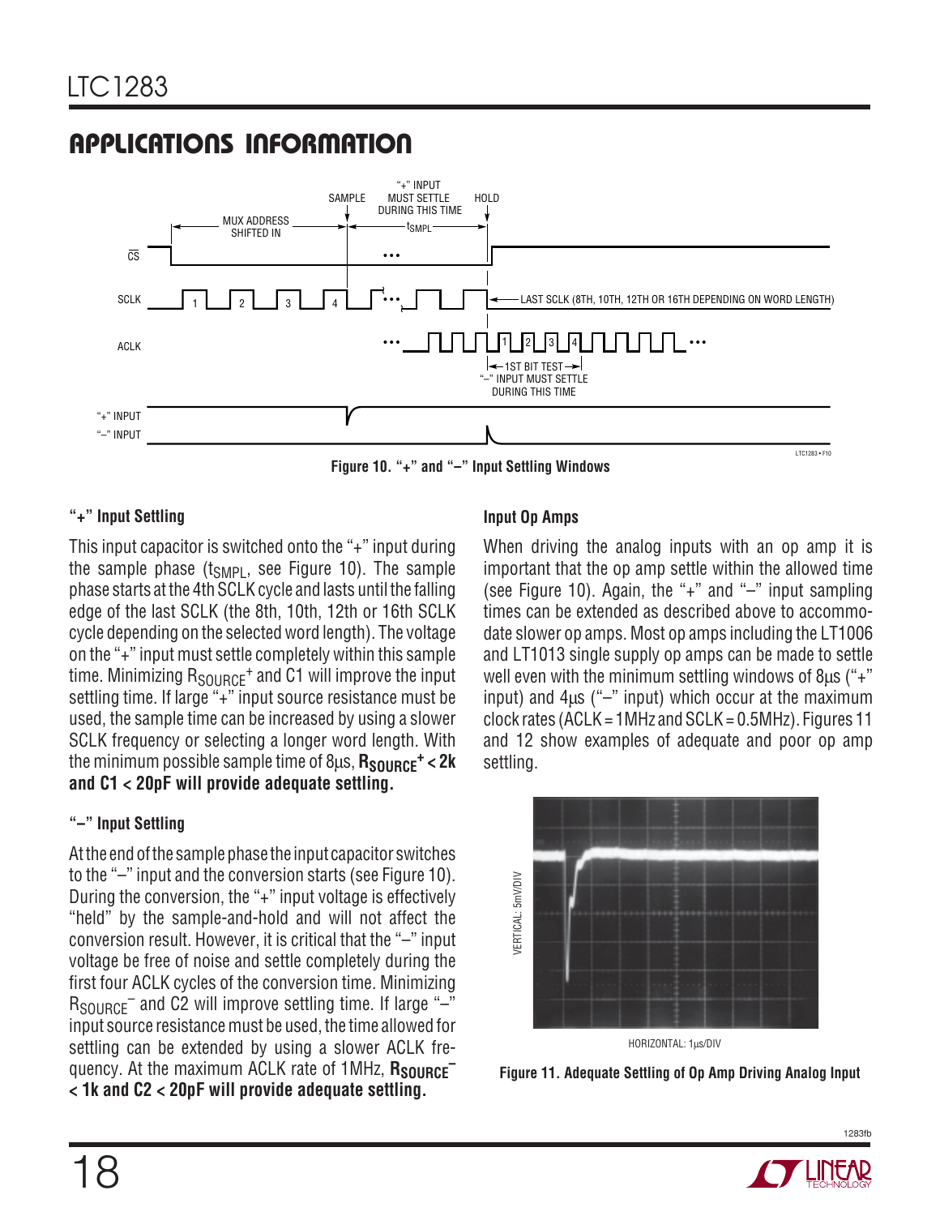## APPLICATIONS INFORMATION

Figure 10. "+" and "–" Input Settling Windows

### "+" Input Settling

This input capacitor is switched onto the "+" input during the sample phase ($t_{SMPL}$, see Figure 10). The sample phase starts at the 4th SCLK cycle and lasts until the falling edge of the last SCLK (the 8th, 10th, 12th or 16th SCLK cycle depending on the selected word length). The voltage on the "+" input must settle completely within this sample time. Minimizing $R_{SOURCE}^+$ and C1 will improve the input settling time. If large "+" input source resistance must be used, the sample time can be increased by using a slower SCLK frequency or selecting a longer word length. With the minimum possible sample time of 8µs, **$R_{SOURCE}^+$ < 2k and C1 < 20pF will provide adequate settling.**

### "–" Input Settling

At the end of the sample phase the input capacitor switches to the "–" input and the conversion starts (see Figure 10). During the conversion, the "+" input voltage is effectively "held" by the sample-and-hold and will not affect the conversion result. However, it is critical that the "–" input voltage be free of noise and settle completely during the first four ACLK cycles of the conversion time. Minimizing $R_{SOURCE}^-$ and C2 will improve settling time. If large "–" input source resistance must be used, the time allowed for settling can be extended by using a slower ACLK frequency. At the maximum ACLK rate of 1MHz, **$R_{SOURCE}^-$ < 1k and C2 < 20pF will provide adequate settling.**

### Input Op Amps

When driving the analog inputs with an op amp it is important that the op amp settle within the allowed time (see Figure 10). Again, the "+" and "–" input sampling times can be extended as described above to accommodate slower op amps. Most op amps including the LT1006 and LT1013 single supply op amps can be made to settle well even with the minimum settling windows of 8µs ("+" input) and 4µs ("–" input) which occur at the maximum clock rates (ACLK = 1MHz and SCLK = 0.5MHz). Figures 11 and 12 show examples of adequate and poor op amp settling.

Figure 11. Adequate Settling of Op Amp Driving Analog Input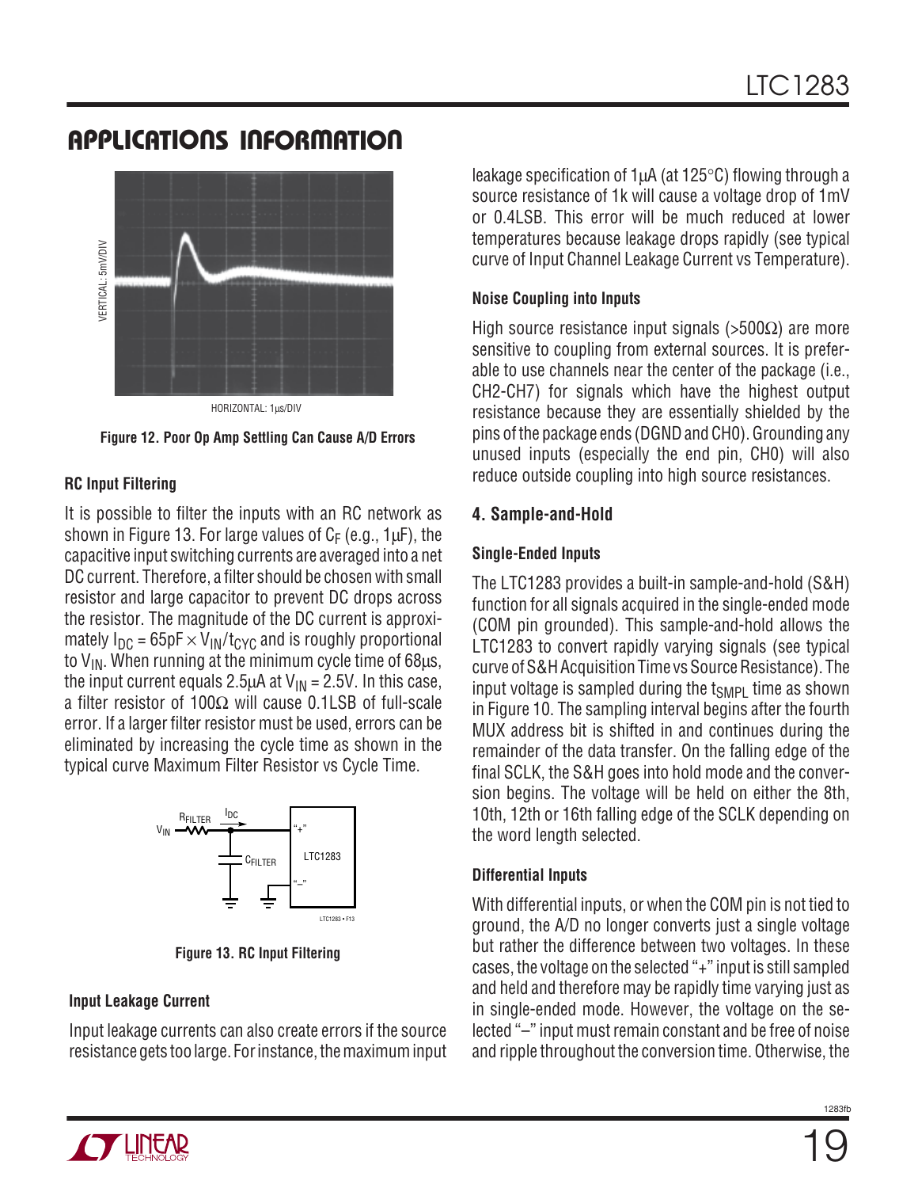## APPLICATIONS INFORMATION

VERTICAL: 5mV/DIV

HORIZONTAL: 1μs/DIV

**Figure 12. Poor Op Amp Settling Can Cause A/D Errors**

### RC Input Filtering

It is possible to filter the inputs with an RC network as shown in Figure 13. For large values of $C_F$ (e.g., 1μF), the capacitive input switching currents are averaged into a net DC current. Therefore, a filter should be chosen with small resistor and large capacitor to prevent DC drops across the resistor. The magnitude of the DC current is approximately $I_{DC} = 65pF \times V_{IN}/t_{CYC}$ and is roughly proportional to $V_{IN}$. When running at the minimum cycle time of 68μs, the input current equals 2.5μA at $V_{IN}$ = 2.5V. In this case, a filter resistor of 100Ω will cause 0.1LSB of full-scale error. If a larger filter resistor must be used, errors can be eliminated by increasing the cycle time as shown in the typical curve Maximum Filter Resistor vs Cycle Time.

**Figure 13. RC Input Filtering**

### Input Leakage Current

Input leakage currents can also create errors if the source resistance gets too large. For instance, the maximum input leakage specification of 1μA (at 125°C) flowing through a source resistance of 1k will cause a voltage drop of 1mV or 0.4LSB. This error will be much reduced at lower temperatures because leakage drops rapidly (see typical curve of Input Channel Leakage Current vs Temperature).

### Noise Coupling into Inputs

High source resistance input signals (>500Ω) are more sensitive to coupling from external sources. It is preferable to use channels near the center of the package (i.e., CH2-CH7) for signals which have the highest output resistance because they are essentially shielded by the pins of the package ends (DGND and CH0). Grounding any unused inputs (especially the end pin, CH0) will also reduce outside coupling into high source resistances.

### 4. Sample-and-Hold

### Single-Ended Inputs

The LTC1283 provides a built-in sample-and-hold (S&H) function for all signals acquired in the single-ended mode (COM pin grounded). This sample-and-hold allows the LTC1283 to convert rapidly varying signals (see typical curve of S&H Acquisition Time vs Source Resistance). The input voltage is sampled during the $t_{SMPL}$ time as shown in Figure 10. The sampling interval begins after the fourth MUX address bit is shifted in and continues during the remainder of the data transfer. On the falling edge of the final SCLK, the S&H goes into hold mode and the conversion begins. The voltage will be held on either the 8th, 10th, 12th or 16th falling edge of the SCLK depending on the word length selected.

### Differential Inputs

With differential inputs, or when the COM pin is not tied to ground, the A/D no longer converts just a single voltage but rather the difference between two voltages. In these cases, the voltage on the selected "+" input is still sampled and held and therefore may be rapidly time varying just as in single-ended mode. However, the voltage on the selected "–" input must remain constant and be free of noise and ripple throughout the conversion time. Otherwise, the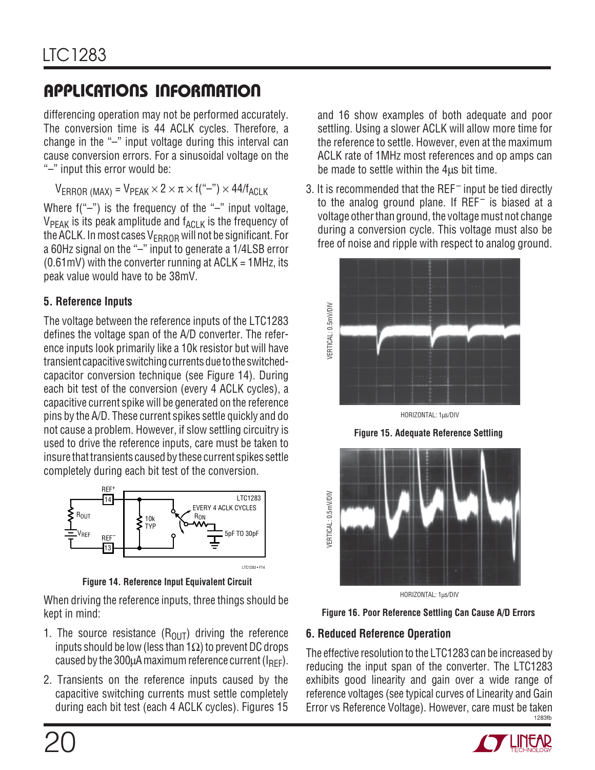## APPLICATIONS INFORMATION

differencing operation may not be performed accurately. The conversion time is 44 ACLK cycles. Therefore, a change in the "–" input voltage during this interval can cause conversion errors. For a sinusoidal voltage on the "–" input this error would be:

$$V_{ERROR\ (MAX)} = V_{PEAK} \times 2 \times \pi \times f(\text{"–"}) \times 44/f_{ACLK}$$

Where f("–") is the frequency of the "–" input voltage, $V_{PEAK}$ is its peak amplitude and $f_{ACLK}$ is the frequency of the ACLK. In most cases $V_{ERROR}$ will not be significant. For a 60Hz signal on the "–" input to generate a 1/4LSB error (0.61mV) with the converter running at ACLK = 1MHz, its peak value would have to be 38mV.

### 5. Reference Inputs

The voltage between the reference inputs of the LTC1283 defines the voltage span of the A/D converter. The reference inputs look primarily like a 10k resistor but will have transient capacitive switching currents due to the switched-capacitor conversion technique (see Figure 14). During each bit test of the conversion (every 4 ACLK cycles), a capacitive current spike will be generated on the reference pins by the A/D. These current spikes settle quickly and do not cause a problem. However, if slow settling circuitry is used to drive the reference inputs, care must be taken to insure that transients caused by these current spikes settle completely during each bit test of the conversion.

**Figure 14. Reference Input Equivalent Circuit**

When driving the reference inputs, three things should be kept in mind:

1. The source resistance ($R_{OUT}$) driving the reference inputs should be low (less than 1Ω) to prevent DC drops caused by the 300µA maximum reference current ($I_{REF}$).
2. Transients on the reference inputs caused by the capacitive switching currents must settle completely during each bit test (each 4 ACLK cycles). Figures 15 and 16 show examples of both adequate and poor settling. Using a slower ACLK will allow more time for the reference to settle. However, even at the maximum ACLK rate of 1MHz most references and op amps can be made to settle within the 4µs bit time.
3. It is recommended that the $REF^-$ input be tied directly to the analog ground plane. If $REF^-$ is biased at a voltage other than ground, the voltage must not change during a conversion cycle. This voltage must also be free of noise and ripple with respect to analog ground.

**Figure 15. Adequate Reference Settling**

**Figure 16. Poor Reference Settling Can Cause A/D Errors**

### 6. Reduced Reference Operation

The effective resolution to the LTC1283 can be increased by reducing the input span of the converter. The LTC1283 exhibits good linearity and gain over a wide range of reference voltages (see typical curves of Linearity and Gain Error vs Reference Voltage). However, care must be taken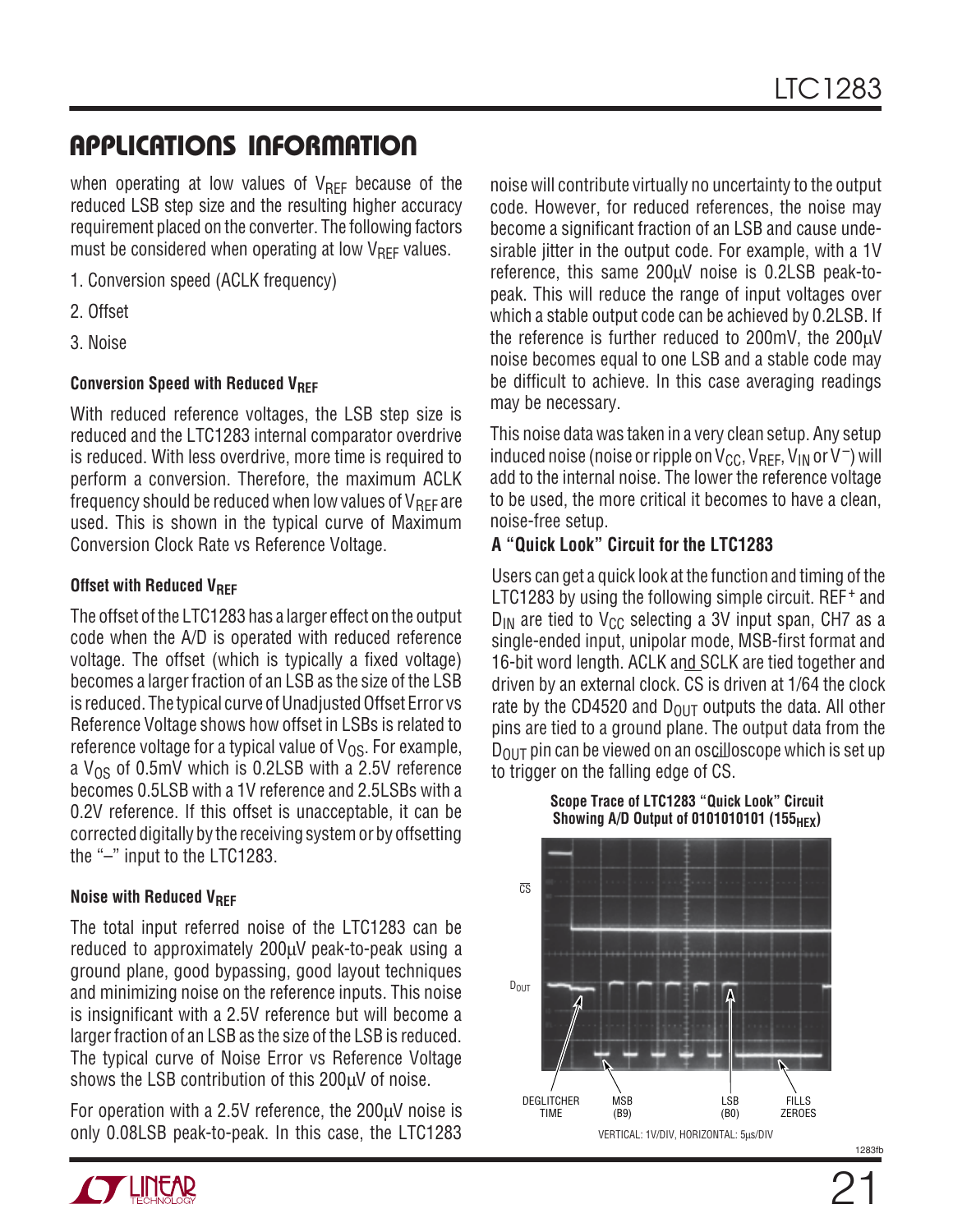## APPLICATIONS INFORMATION

when operating at low values of $V_{REF}$ because of the reduced LSB step size and the resulting higher accuracy requirement placed on the converter. The following factors must be considered when operating at low $V_{REF}$ values.

1. Conversion speed (ACLK frequency)
2. Offset
3. Noise

#### Conversion Speed with Reduced $V_{REF}$

With reduced reference voltages, the LSB step size is reduced and the LTC1283 internal comparator overdrive is reduced. With less overdrive, more time is required to perform a conversion. Therefore, the maximum ACLK frequency should be reduced when low values of $V_{REF}$ are used. This is shown in the typical curve of Maximum Conversion Clock Rate vs Reference Voltage.

#### Offset with Reduced $V_{REF}$

The offset of the LTC1283 has a larger effect on the output code when the A/D is operated with reduced reference voltage. The offset (which is typically a fixed voltage) becomes a larger fraction of an LSB as the size of the LSB is reduced. The typical curve of Unadjusted Offset Error vs Reference Voltage shows how offset in LSBs is related to reference voltage for a typical value of $V_{OS}$. For example, a $V_{OS}$ of 0.5mV which is 0.2LSB with a 2.5V reference becomes 0.5LSB with a 1V reference and 2.5LSBs with a 0.2V reference. If this offset is unacceptable, it can be corrected digitally by the receiving system or by offsetting the "–" input to the LTC1283.

#### Noise with Reduced $V_{REF}$

The total input referred noise of the LTC1283 can be reduced to approximately 200µV peak-to-peak using a ground plane, good bypassing, good layout techniques and minimizing noise on the reference inputs. This noise is insignificant with a 2.5V reference but will become a larger fraction of an LSB as the size of the LSB is reduced. The typical curve of Noise Error vs Reference Voltage shows the LSB contribution of this 200µV of noise.

For operation with a 2.5V reference, the 200µV noise is only 0.08LSB peak-to-peak. In this case, the LTC1283 noise will contribute virtually no uncertainty to the output code. However, for reduced references, the noise may become a significant fraction of an LSB and cause undesirable jitter in the output code. For example, with a 1V reference, this same 200µV noise is 0.2LSB peak-to-peak. This will reduce the range of input voltages over which a stable output code can be achieved by 0.2LSB. If the reference is further reduced to 200mV, the 200µV noise becomes equal to one LSB and a stable code may be difficult to achieve. In this case averaging readings may be necessary.

This noise data was taken in a very clean setup. Any setup induced noise (noise or ripple on $V_{CC}$, $V_{REF}$, $V_{IN}$ or $V^-$) will add to the internal noise. The lower the reference voltage to be used, the more critical it becomes to have a clean, noise-free setup.

### A "Quick Look" Circuit for the LTC1283

Users can get a quick look at the function and timing of the LTC1283 by using the following simple circuit. $REF^+$ and $D_{IN}$ are tied to $V_{CC}$ selecting a 3V input span, CH7 as a single-ended input, unipolar mode, MSB-first format and 16-bit word length. ACLK and SCLK are tied together and driven by an external clock. $\overline{CS}$ is driven at 1/64 the clock rate by the CD4520 and $D_{OUT}$ outputs the data. All other pins are tied to a ground plane. The output data from the $D_{OUT}$ pin can be viewed on an oscilloscope which is set up to trigger on the falling edge of $\overline{CS}$.

**Scope Trace of LTC1283 "Quick Look" Circuit Showing A/D Output of 0101010101 ($155_{HEX}$)**

$\overline{CS}$

$D_{OUT}$

DEGLITCHER TIME | MSB (B9) | LSB (B0) | FILLS ZEROES

VERTICAL: 1V/DIV, HORIZONTAL: 5µs/DIV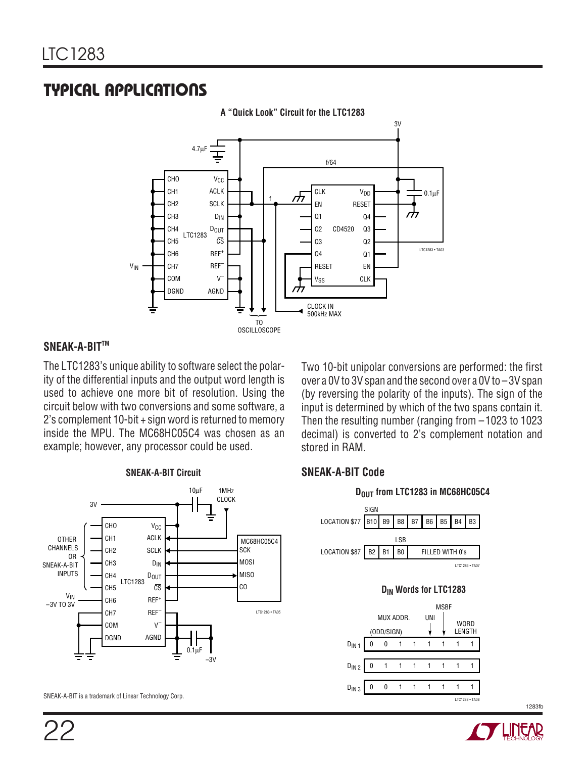## TYPICAL APPLICATIONS

**A "Quick Look" Circuit for the LTC1283**

### SNEAK-A-BIT™

The LTC1283's unique ability to software select the polarity of the differential inputs and the output word length is used to achieve one more bit of resolution. Using the circuit below with two conversions and some software, a 2's complement 10-bit + sign word is returned to memory inside the MPU. The MC68HC05C4 was chosen as an example; however, any processor could be used.

Two 10-bit unipolar conversions are performed: the first over a 0V to 3V span and the second over a 0V to –3V span (by reversing the polarity of the inputs). The sign of the input is determined by which of the two spans contain it. Then the resulting number (ranging from –1023 to 1023 decimal) is converted to 2's complement notation and stored in RAM.

**SNEAK-A-BIT Circuit**

### SNEAK-A-BIT Code

**$D_{OUT}$ from LTC1283 in MC68HC05C4**

| | SIGN | | | | | | | |
|---|---|---|---|---|---|---|---|---|
| LOCATION $77 | B10 | B9 | B8 | B7 | B6 | B5 | B4 | B3 |

| | | | LSB | | | | | |
|---|---|---|---|---|---|---|---|---|
| LOCATION $87 | B2 | B1 | B0 | FILLED WITH 0's | | | | |

**$D_{IN}$ Words for LTC1283**

| | MUX ADDR. (ODD/SIGN) | | | | UNI | MSBF | WORD LENGTH | |
|---|---|---|---|---|---|---|---|---|
| $D_{IN}$ 1 | 0 | 0 | 1 | 1 | 1 | 1 | 1 | 1 |
| $D_{IN}$ 2 | 0 | 1 | 1 | 1 | 1 | 1 | 1 | 1 |
| $D_{IN}$ 3 | 0 | 0 | 1 | 1 | 1 | 1 | 1 | 1 |

SNEAK-A-BIT is a trademark of Linear Technology Corp.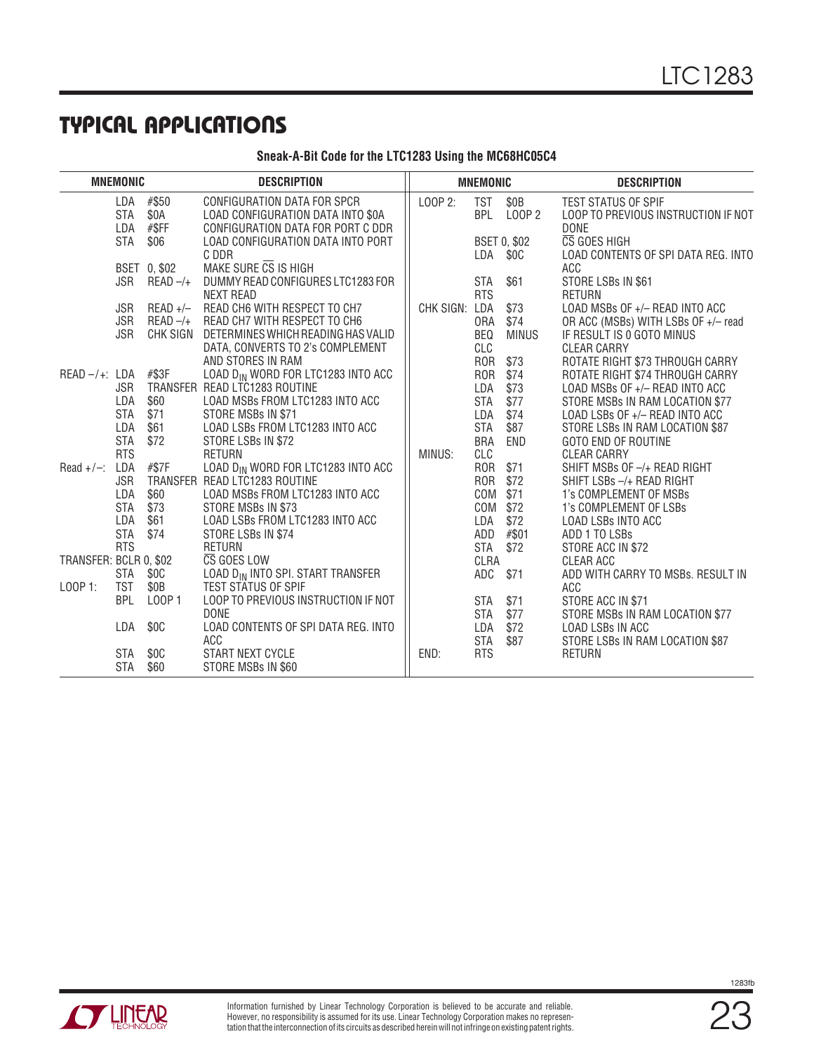## TYPICAL APPLICATIONS

**Sneak-A-Bit Code for the LTC1283 Using the MC68HC05C4**

| MNEMONIC | | | DESCRIPTION |
|---|---|---|---|
| | LDA | #$50 | CONFIGURATION DATA FOR SPCR |
| | STA | $0A | LOAD CONFIGURATION DATA INTO $0A |
| | LDA | #$FF | CONFIGURATION DATA FOR PORT C DDR |
| | STA | $06 | LOAD CONFIGURATION DATA INTO PORT C DDR |
| | BSET | 0, $02 | MAKE SURE $\overline{CS}$ IS HIGH |
| | JSR | READ –/+ | DUMMY READ CONFIGURES LTC1283 FOR NEXT READ |
| | JSR | READ +/– | READ CH6 WITH RESPECT TO CH7 |
| | JSR | READ –/+ | READ CH7 WITH RESPECT TO CH6 |
| | JSR | CHK SIGN | DETERMINES WHICH READING HAS VALID DATA, CONVERTS TO 2's COMPLEMENT AND STORES IN RAM |
| READ –/+: | LDA | #$3F | LOAD $D_{IN}$ WORD FOR LTC1283 INTO ACC |
| | JSR | TRANSFER | READ LTC1283 ROUTINE |
| | LDA | $60 | LOAD MSBs FROM LTC1283 INTO ACC |
| | STA | $71 | STORE MSBs IN $71 |
| | LDA | $61 | LOAD LSBs FROM LTC1283 INTO ACC |
| | STA | $72 | STORE LSBs IN $72 |
| | RTS | | RETURN |
| Read +/–: | LDA | #$7F | LOAD $D_{IN}$ WORD FOR LTC1283 INTO ACC |
| | JSR | TRANSFER | READ LTC1283 ROUTINE |
| | LDA | $60 | LOAD MSBs FROM LTC1283 INTO ACC |
| | STA | $73 | STORE MSBs IN $73 |
| | LDA | $61 | LOAD LSBs FROM LTC1283 INTO ACC |
| | STA | $74 | STORE LSBs IN $74 |
| | RTS | | RETURN |
| TRANSFER: | BCLR | 0, $02 | $\overline{CS}$ GOES LOW |
| | STA | $0C | LOAD $D_{IN}$ INTO SPI. START TRANSFER |
| LOOP 1: | TST | $0B | TEST STATUS OF SPIF |
| | BPL | LOOP 1 | LOOP TO PREVIOUS INSTRUCTION IF NOT DONE |
| | LDA | $0C | LOAD CONTENTS OF SPI DATA REG. INTO ACC |
| | STA | $0C | START NEXT CYCLE |
| | STA | $60 | STORE MSBs IN $60 |
| LOOP 2: | TST | $0B | TEST STATUS OF SPIF |
| | BPL | LOOP 2 | LOOP TO PREVIOUS INSTRUCTION IF NOT DONE |
| | BSET | 0, $02 | $\overline{CS}$ GOES HIGH |
| | LDA | $0C | LOAD CONTENTS OF SPI DATA REG. INTO ACC |
| | STA | $61 | STORE LSBs IN $61 |
| | RTS | | RETURN |
| CHK SIGN: | LDA | $73 | LOAD MSBs OF +/– READ INTO ACC |
| | ORA | $74 | OR ACC (MSBs) WITH LSBs OF +/– read |
| | BEQ | MINUS | IF RESULT IS 0 GOTO MINUS |
| | CLC | | CLEAR CARRY |
| | ROR | $73 | ROTATE RIGHT $73 THROUGH CARRY |
| | ROR | $74 | ROTATE RIGHT $74 THROUGH CARRY |
| | LDA | $73 | LOAD MSBs OF +/– READ INTO ACC |
| | STA | $77 | STORE MSBs IN RAM LOCATION $77 |
| | LDA | $74 | LOAD LSBs OF +/– READ INTO ACC |
| | STA | $87 | STORE LSBs IN RAM LOCATION $87 |
| | BRA | END | GOTO END OF ROUTINE |
| MINUS: | CLC | | CLEAR CARRY |
| | ROR | $71 | SHIFT MSBs OF –/+ READ RIGHT |
| | ROR | $72 | SHIFT LSBs –/+ READ RIGHT |
| | COM | $71 | 1's COMPLEMENT OF MSBs |
| | COM | $72 | 1's COMPLEMENT OF LSBs |
| | LDA | $72 | LOAD LSBs INTO ACC |
| | ADD | #$01 | ADD 1 TO LSBs |
| | STA | $72 | STORE ACC IN $72 |
| | CLRA | | CLEAR ACC |
| | ADC | $71 | ADD WITH CARRY TO MSBs. RESULT IN ACC |
| | STA | $71 | STORE ACC IN $71 |
| | STA | $77 | STORE MSBs IN RAM LOCATION $77 |
| | LDA | $72 | LOAD LSBs IN ACC |
| | STA | $87 | STORE LSBs IN RAM LOCATION $87 |
| END: | RTS | | RETURN |

Information furnished by Linear Technology Corporation is believed to be accurate and reliable. However, no responsibility is assumed for its use. Linear Technology Corporation makes no representation that the interconnection of its circuits as described herein will not infringe on existing patent rights.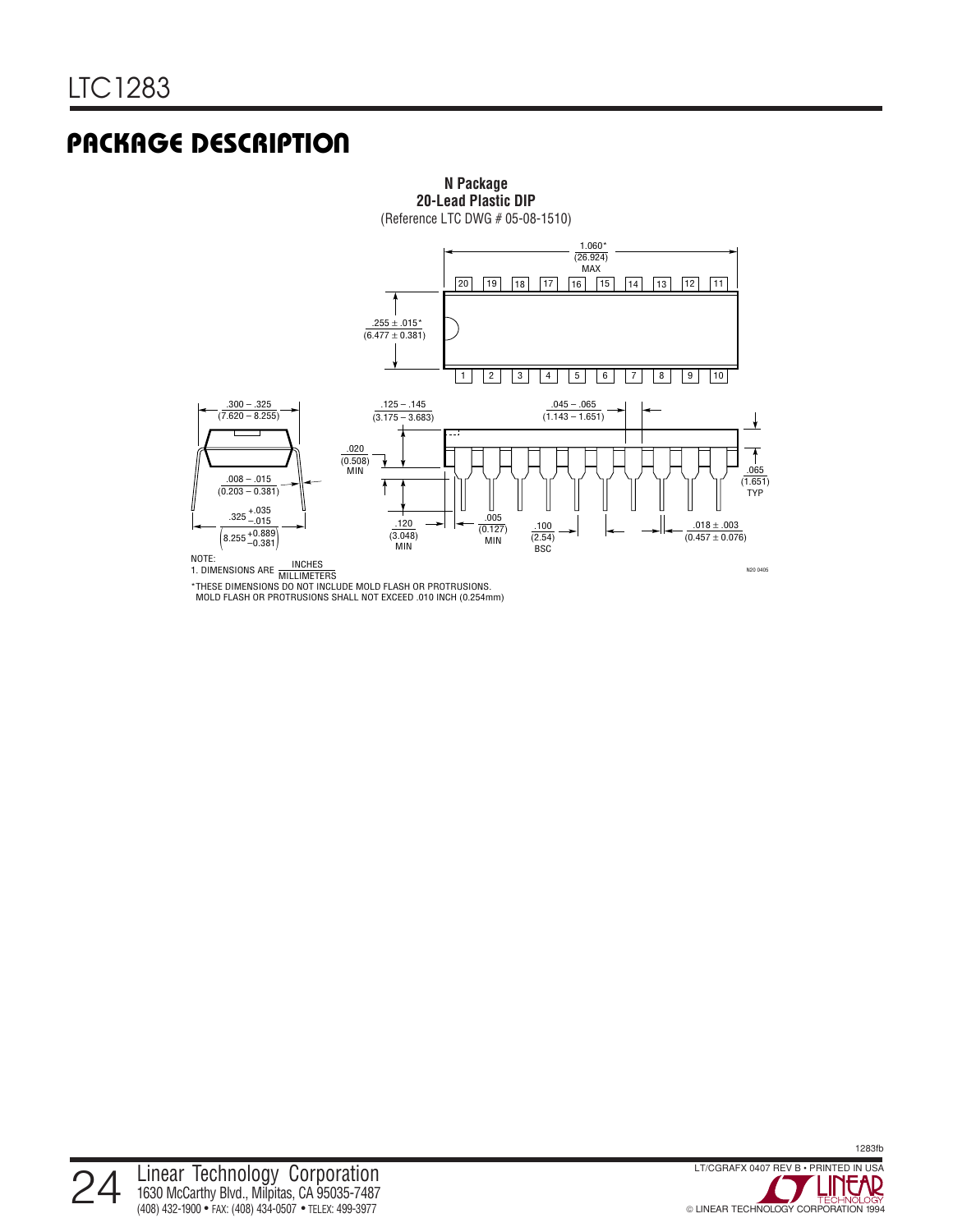## PACKAGE DESCRIPTION

**N Package**
**20-Lead Plastic DIP**
(Reference LTC DWG # 05-08-1510)

1.060*
(26.924)
MAX

20 19 18 17 16 15 14 13 12 11

.255 ± .015*
(6.477 ± 0.381)

1 2 3 4 5 6 7 8 9 10

.300 – .325
(7.620 – 8.255)

.008 – .015
(0.203 – 0.381)

.325 +.035/–.015
(8.255 +0.889/–0.381)

.125 – .145
(3.175 – 3.683)

.020
(0.508)
MIN

.120
(3.048)
MIN

.005
(0.127)
MIN

.045 – .065
(1.143 – 1.651)

.100
(2.54)
BSC

.065
(1.651)
TYP

.018 ± .003
(0.457 ± 0.076)

N20 0405

NOTE:
1. DIMENSIONS ARE INCHES/MILLIMETERS

*THESE DIMENSIONS DO NOT INCLUDE MOLD FLASH OR PROTRUSIONS.
MOLD FLASH OR PROTRUSIONS SHALL NOT EXCEED .010 INCH (0.254mm)

Linear Technology Corporation
1630 McCarthy Blvd., Milpitas, CA 95035-7487
(408) 432-1900 • FAX: (408) 434-0507 • TELEX: 499-3977

LT/CGRAFX 0407 REV B • PRINTED IN USA

© LINEAR TECHNOLOGY CORPORATION 1994